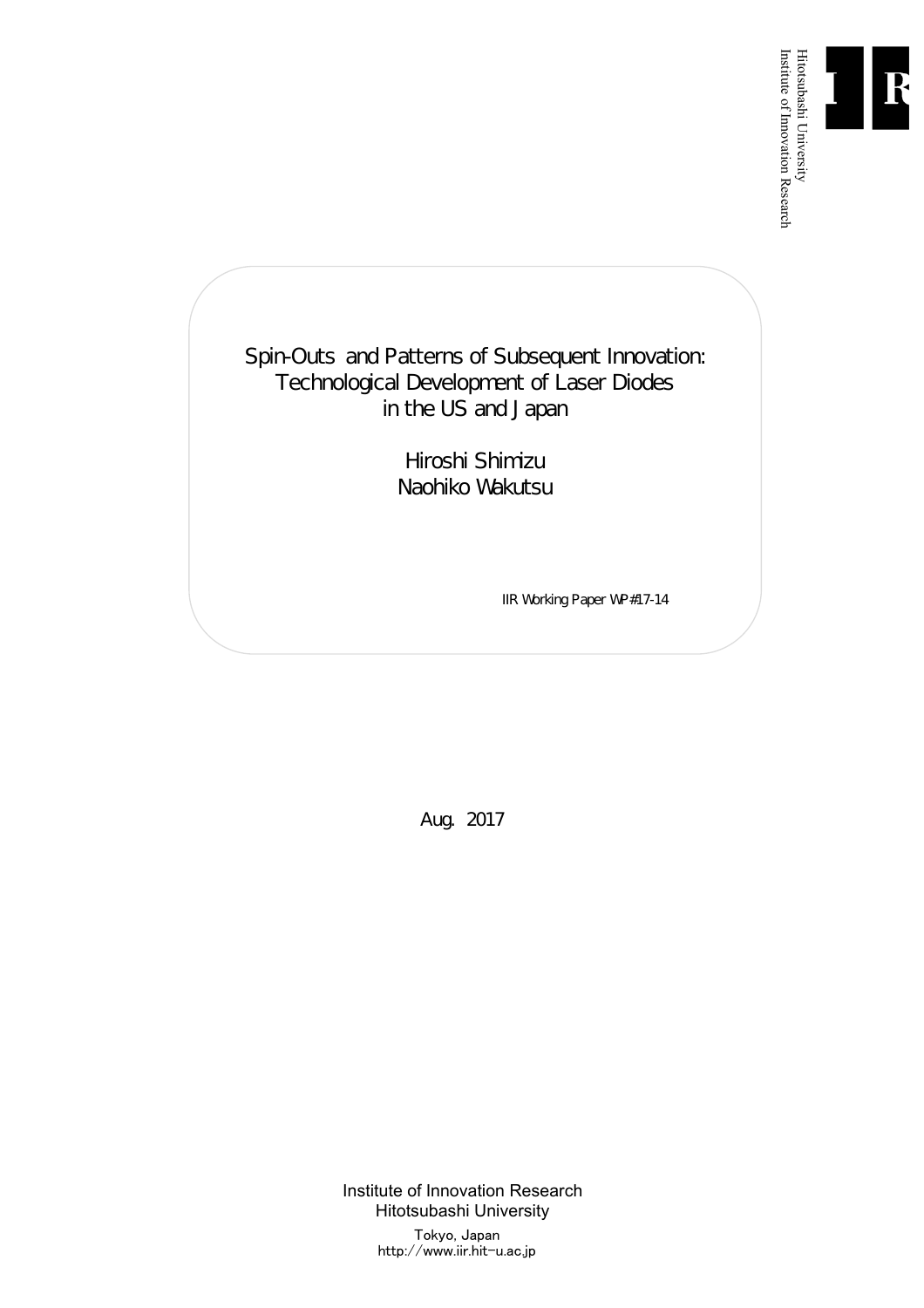Hitotsubashi University
Institute of Innovation Research

# Spin-Outs and Patterns of Subsequent Innovation: Technological Development of Laser Diodes in the US and Japan

Hiroshi Shimizu
Naohiko Wakutsu

IIR Working Paper WP#17-14

Aug. 2017

Institute of Innovation Research
Hitotsubashi University
Tokyo, Japan
http://www.iir.hit-u.ac.jp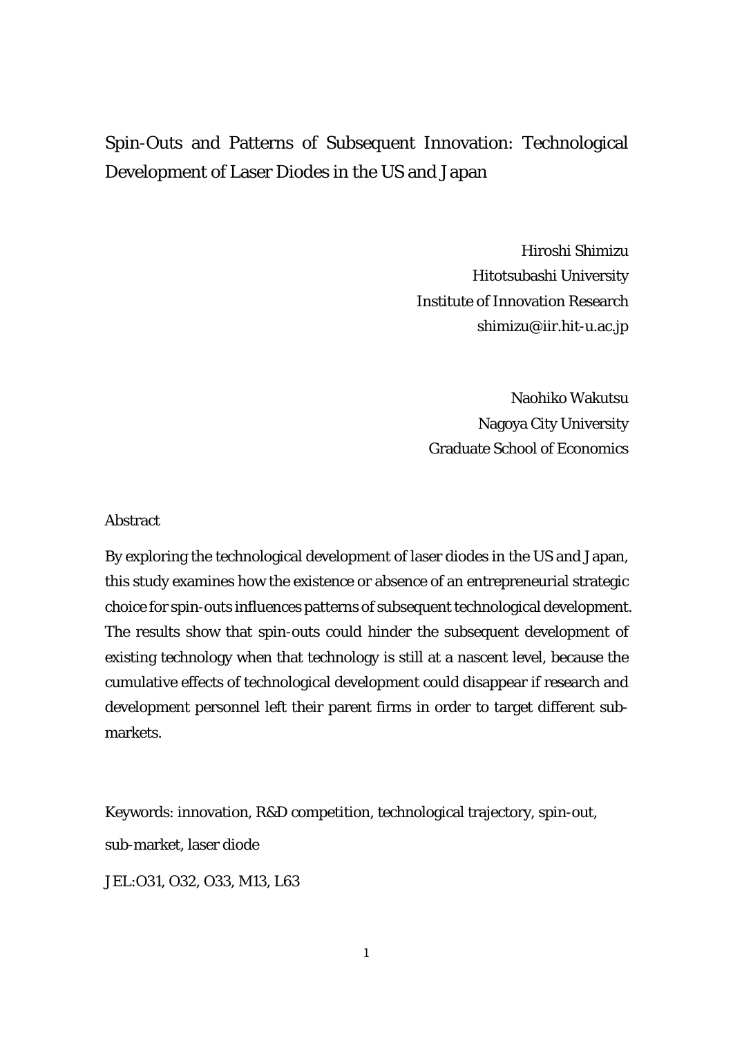# Spin-Outs and Patterns of Subsequent Innovation: Technological Development of Laser Diodes in the US and Japan

Hiroshi Shimizu
Hitotsubashi University
Institute of Innovation Research
shimizu@iir.hit-u.ac.jp

Naohiko Wakutsu
Nagoya City University
Graduate School of Economics

## Abstract

By exploring the technological development of laser diodes in the US and Japan, this study examines how the existence or absence of an entrepreneurial strategic choice for spin-outs influences patterns of subsequent technological development. The results show that spin-outs could hinder the subsequent development of existing technology when that technology is still at a nascent level, because the cumulative effects of technological development could disappear if research and development personnel left their parent firms in order to target different sub-markets.

Keywords: innovation, R&D competition, technological trajectory, spin-out, sub-market, laser diode

JEL:O31, O32, O33, M13, L63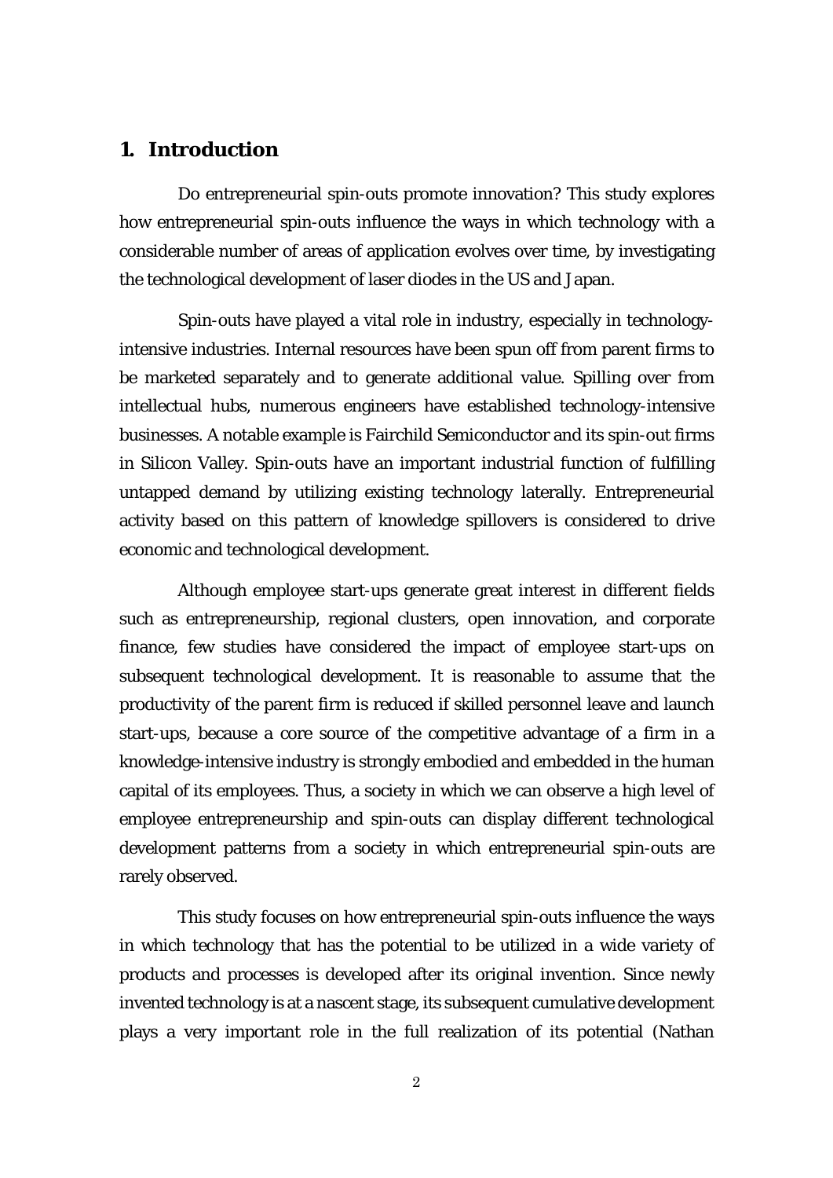## 1. Introduction

Do entrepreneurial spin-outs promote innovation? This study explores how entrepreneurial spin-outs influence the ways in which technology with a considerable number of areas of application evolves over time, by investigating the technological development of laser diodes in the US and Japan.

Spin-outs have played a vital role in industry, especially in technology-intensive industries. Internal resources have been spun off from parent firms to be marketed separately and to generate additional value. Spilling over from intellectual hubs, numerous engineers have established technology-intensive businesses. A notable example is Fairchild Semiconductor and its spin-out firms in Silicon Valley. Spin-outs have an important industrial function of fulfilling untapped demand by utilizing existing technology laterally. Entrepreneurial activity based on this pattern of knowledge spillovers is considered to drive economic and technological development.

Although employee start-ups generate great interest in different fields such as entrepreneurship, regional clusters, open innovation, and corporate finance, few studies have considered the impact of employee start-ups on subsequent technological development. It is reasonable to assume that the productivity of the parent firm is reduced if skilled personnel leave and launch start-ups, because a core source of the competitive advantage of a firm in a knowledge-intensive industry is strongly embodied and embedded in the human capital of its employees. Thus, a society in which we can observe a high level of employee entrepreneurship and spin-outs can display different technological development patterns from a society in which entrepreneurial spin-outs are rarely observed.

This study focuses on how entrepreneurial spin-outs influence the ways in which technology that has the potential to be utilized in a wide variety of products and processes is developed after its original invention. Since newly invented technology is at a nascent stage, its subsequent cumulative development plays a very important role in the full realization of its potential (Nathan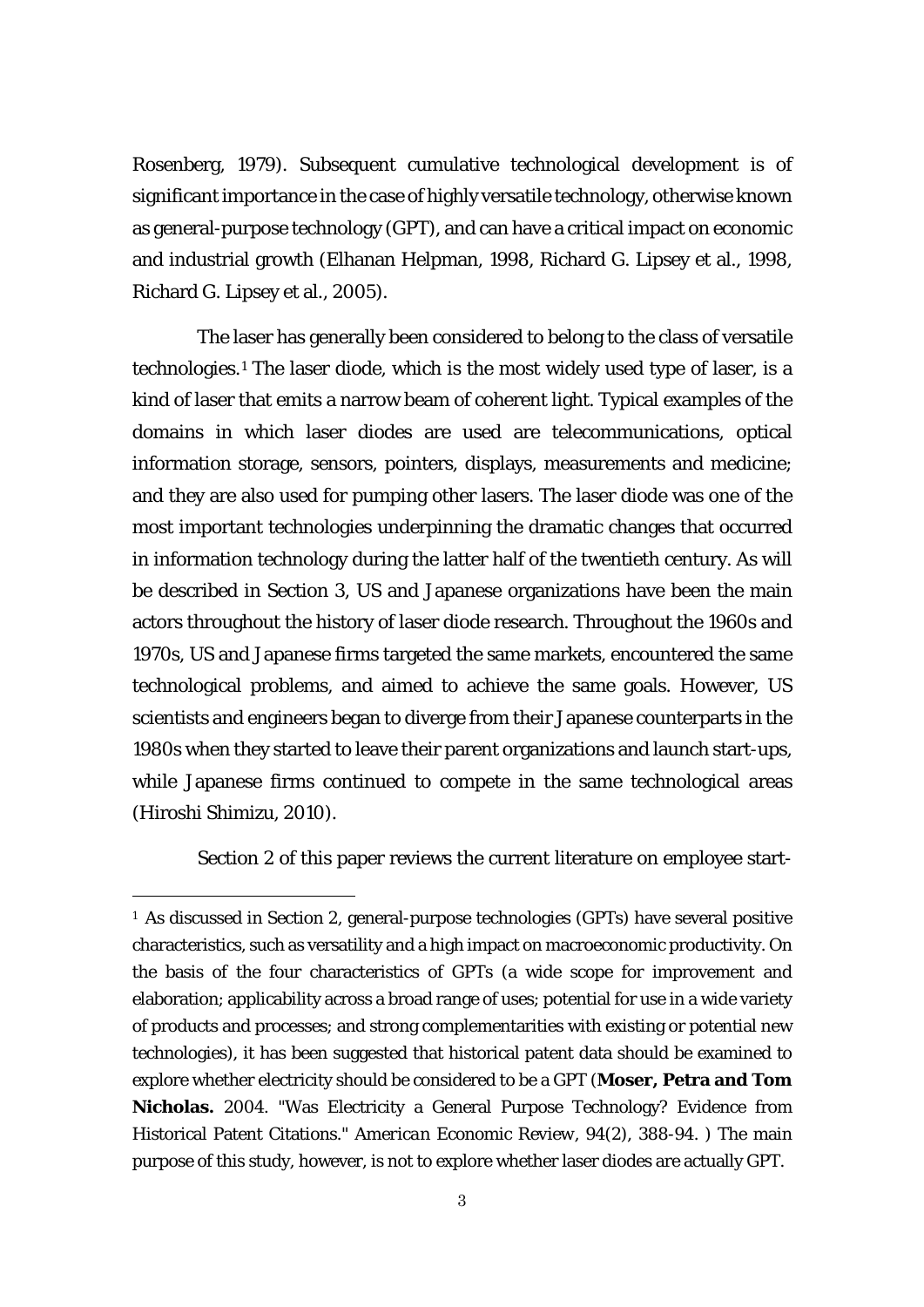Rosenberg, 1979). Subsequent cumulative technological development is of significant importance in the case of highly versatile technology, otherwise known as general-purpose technology (GPT), and can have a critical impact on economic and industrial growth (Elhanan Helpman, 1998, Richard G. Lipsey et al., 1998, Richard G. Lipsey et al., 2005).

The laser has generally been considered to belong to the class of versatile technologies.[1] The laser diode, which is the most widely used type of laser, is a kind of laser that emits a narrow beam of coherent light. Typical examples of the domains in which laser diodes are used are telecommunications, optical information storage, sensors, pointers, displays, measurements and medicine; and they are also used for pumping other lasers. The laser diode was one of the most important technologies underpinning the dramatic changes that occurred in information technology during the latter half of the twentieth century. As will be described in Section 3, US and Japanese organizations have been the main actors throughout the history of laser diode research. Throughout the 1960s and 1970s, US and Japanese firms targeted the same markets, encountered the same technological problems, and aimed to achieve the same goals. However, US scientists and engineers began to diverge from their Japanese counterparts in the 1980s when they started to leave their parent organizations and launch start-ups, while Japanese firms continued to compete in the same technological areas (Hiroshi Shimizu, 2010).

Section 2 of this paper reviews the current literature on employee start-

---

[1] As discussed in Section 2, general-purpose technologies (GPTs) have several positive characteristics, such as versatility and a high impact on macroeconomic productivity. On the basis of the four characteristics of GPTs (a wide scope for improvement and elaboration; applicability across a broad range of uses; potential for use in a wide variety of products and processes; and strong complementarities with existing or potential new technologies), it has been suggested that historical patent data should be examined to explore whether electricity should be considered to be a GPT (**Moser, Petra and Tom Nicholas.** 2004. "Was Electricity a General Purpose Technology? Evidence from Historical Patent Citations." *American Economic Review*, 94(2), 388-94. ) The main purpose of this study, however, is not to explore whether laser diodes are actually GPT.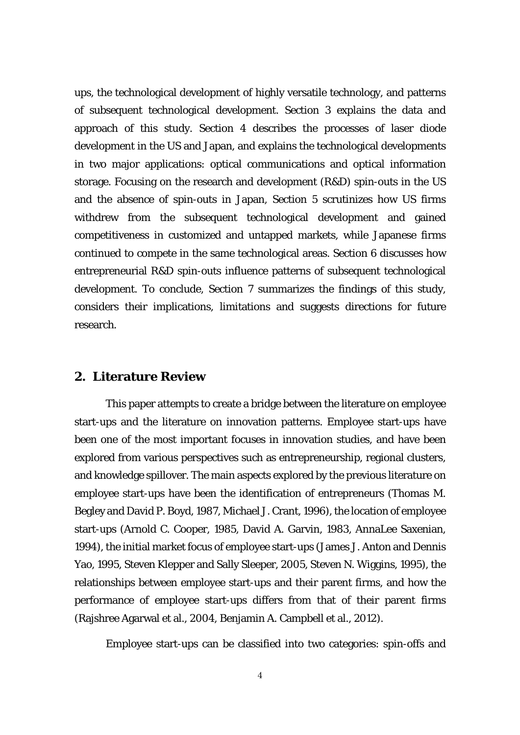ups, the technological development of highly versatile technology, and patterns of subsequent technological development. Section 3 explains the data and approach of this study. Section 4 describes the processes of laser diode development in the US and Japan, and explains the technological developments in two major applications: optical communications and optical information storage. Focusing on the research and development (R&D) spin-outs in the US and the absence of spin-outs in Japan, Section 5 scrutinizes how US firms withdrew from the subsequent technological development and gained competitiveness in customized and untapped markets, while Japanese firms continued to compete in the same technological areas. Section 6 discusses how entrepreneurial R&D spin-outs influence patterns of subsequent technological development. To conclude, Section 7 summarizes the findings of this study, considers their implications, limitations and suggests directions for future research.

## 2. Literature Review

This paper attempts to create a bridge between the literature on employee start-ups and the literature on innovation patterns. Employee start-ups have been one of the most important focuses in innovation studies, and have been explored from various perspectives such as entrepreneurship, regional clusters, and knowledge spillover. The main aspects explored by the previous literature on employee start-ups have been the identification of entrepreneurs (Thomas M. Begley and David P. Boyd, 1987, Michael J. Crant, 1996), the location of employee start-ups (Arnold C. Cooper, 1985, David A. Garvin, 1983, AnnaLee Saxenian, 1994), the initial market focus of employee start-ups (James J. Anton and Dennis Yao, 1995, Steven Klepper and Sally Sleeper, 2005, Steven N. Wiggins, 1995), the relationships between employee start-ups and their parent firms, and how the performance of employee start-ups differs from that of their parent firms (Rajshree Agarwal et al., 2004, Benjamin A. Campbell et al., 2012).

Employee start-ups can be classified into two categories: spin-offs and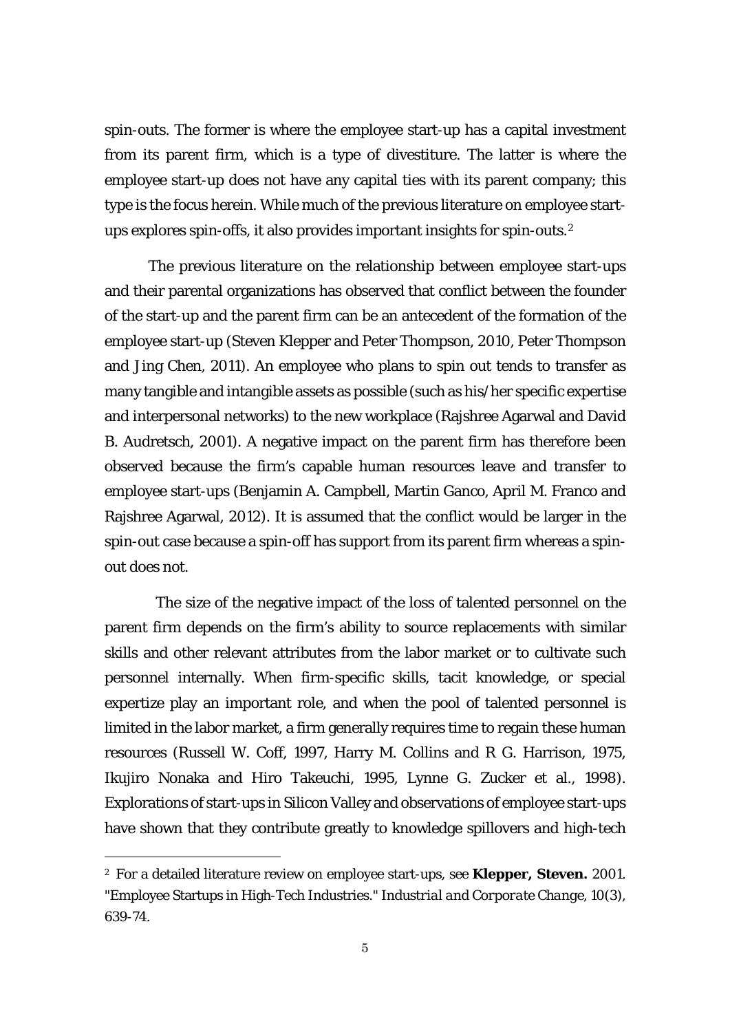spin-outs. The former is where the employee start-up has a capital investment from its parent firm, which is a type of divestiture. The latter is where the employee start-up does not have any capital ties with its parent company; this type is the focus herein. While much of the previous literature on employee start-ups explores spin-offs, it also provides important insights for spin-outs.[2]

The previous literature on the relationship between employee start-ups and their parental organizations has observed that conflict between the founder of the start-up and the parent firm can be an antecedent of the formation of the employee start-up (Steven Klepper and Peter Thompson, 2010, Peter Thompson and Jing Chen, 2011). An employee who plans to spin out tends to transfer as many tangible and intangible assets as possible (such as his/her specific expertise and interpersonal networks) to the new workplace (Rajshree Agarwal and David B. Audretsch, 2001). A negative impact on the parent firm has therefore been observed because the firm's capable human resources leave and transfer to employee start-ups (Benjamin A. Campbell, Martin Ganco, April M. Franco and Rajshree Agarwal, 2012). It is assumed that the conflict would be larger in the spin-out case because a spin-off has support from its parent firm whereas a spin-out does not.

The size of the negative impact of the loss of talented personnel on the parent firm depends on the firm's ability to source replacements with similar skills and other relevant attributes from the labor market or to cultivate such personnel internally. When firm-specific skills, tacit knowledge, or special expertize play an important role, and when the pool of talented personnel is limited in the labor market, a firm generally requires time to regain these human resources (Russell W. Coff, 1997, Harry M. Collins and R G. Harrison, 1975, Ikujiro Nonaka and Hiro Takeuchi, 1995, Lynne G. Zucker et al., 1998). Explorations of start-ups in Silicon Valley and observations of employee start-ups have shown that they contribute greatly to knowledge spillovers and high-tech

---

[2] For a detailed literature review on employee start-ups, see **Klepper, Steven.** 2001. "Employee Startups in High-Tech Industries." *Industrial and Corporate Change*, 10(3), 639-74.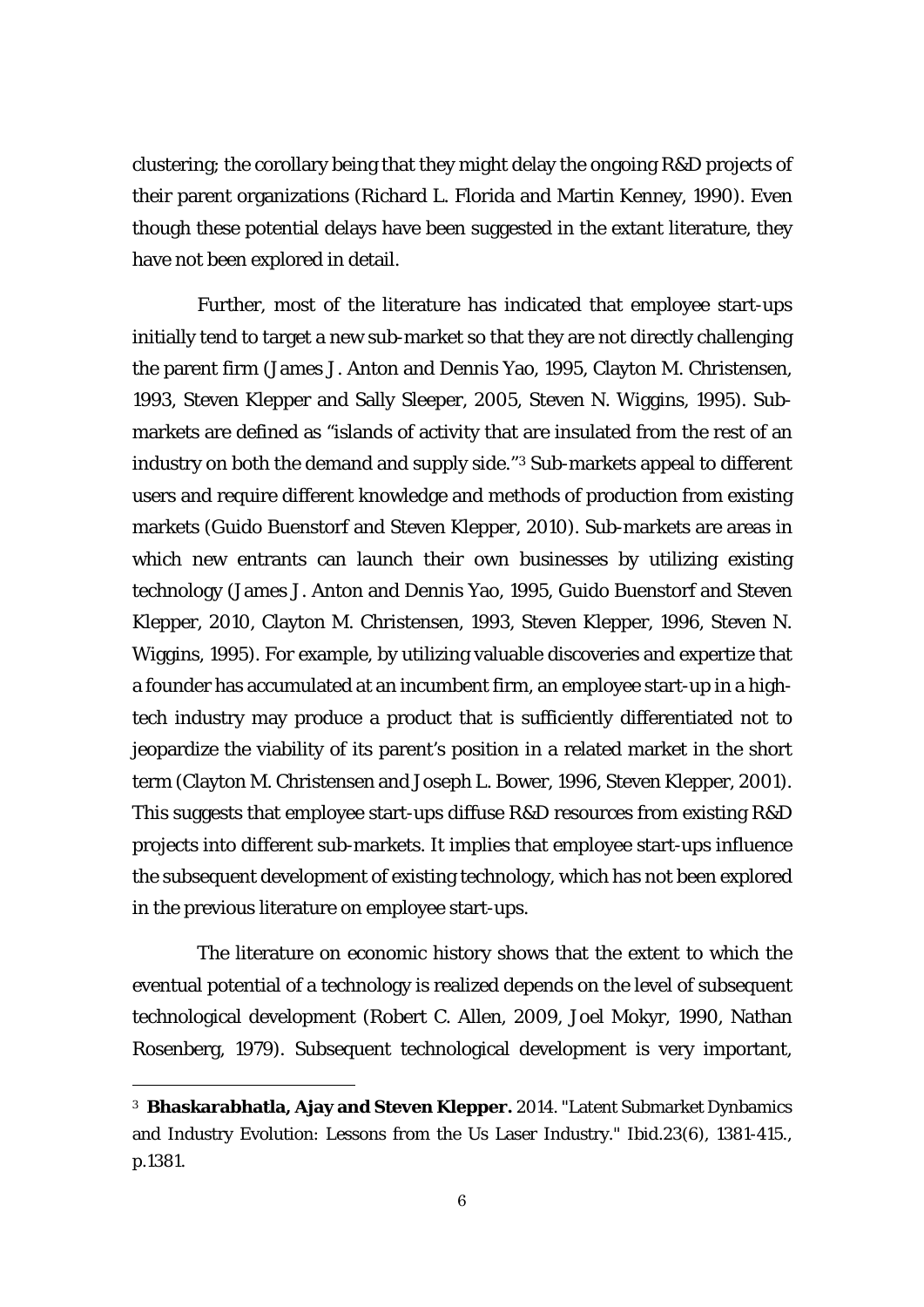clustering; the corollary being that they might delay the ongoing R&D projects of their parent organizations (Richard L. Florida and Martin Kenney, 1990). Even though these potential delays have been suggested in the extant literature, they have not been explored in detail.

Further, most of the literature has indicated that employee start-ups initially tend to target a new sub-market so that they are not directly challenging the parent firm (James J. Anton and Dennis Yao, 1995, Clayton M. Christensen, 1993, Steven Klepper and Sally Sleeper, 2005, Steven N. Wiggins, 1995). Sub-markets are defined as "islands of activity that are insulated from the rest of an industry on both the demand and supply side."[3] Sub-markets appeal to different users and require different knowledge and methods of production from existing markets (Guido Buenstorf and Steven Klepper, 2010). Sub-markets are areas in which new entrants can launch their own businesses by utilizing existing technology (James J. Anton and Dennis Yao, 1995, Guido Buenstorf and Steven Klepper, 2010, Clayton M. Christensen, 1993, Steven Klepper, 1996, Steven N. Wiggins, 1995). For example, by utilizing valuable discoveries and expertize that a founder has accumulated at an incumbent firm, an employee start-up in a high-tech industry may produce a product that is sufficiently differentiated not to jeopardize the viability of its parent's position in a related market in the short term (Clayton M. Christensen and Joseph L. Bower, 1996, Steven Klepper, 2001). This suggests that employee start-ups diffuse R&D resources from existing R&D projects into different sub-markets. It implies that employee start-ups influence the subsequent development of existing technology, which has not been explored in the previous literature on employee start-ups.

The literature on economic history shows that the extent to which the eventual potential of a technology is realized depends on the level of subsequent technological development (Robert C. Allen, 2009, Joel Mokyr, 1990, Nathan Rosenberg, 1979). Subsequent technological development is very important,

---

[3] **Bhaskarabhatla, Ajay and Steven Klepper.** 2014. "Latent Submarket Dynbamics and Industry Evolution: Lessons from the Us Laser Industry." Ibid.23(6), 1381-415., p.1381.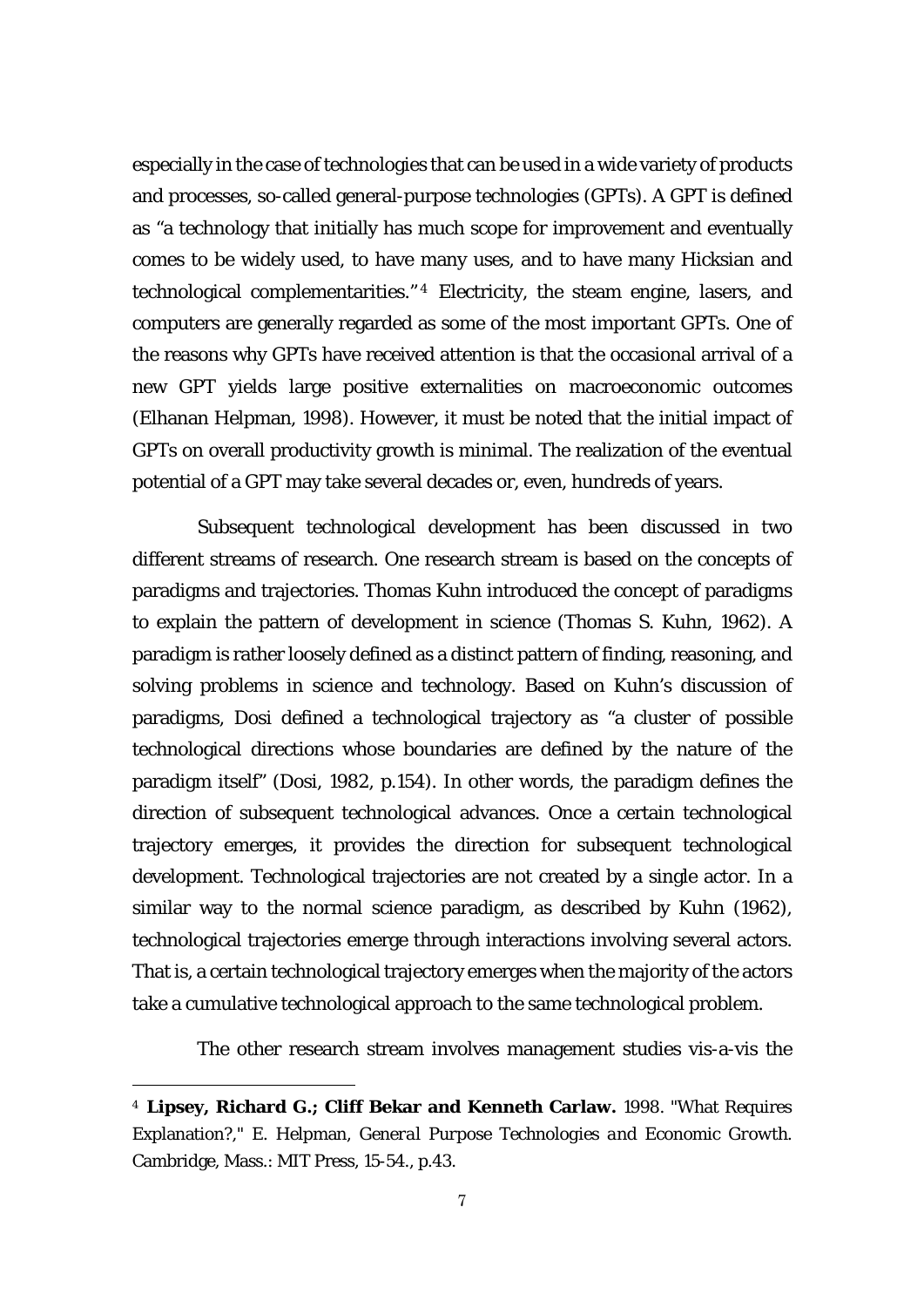especially in the case of technologies that can be used in a wide variety of products and processes, so-called general-purpose technologies (GPTs). A GPT is defined as "a technology that initially has much scope for improvement and eventually comes to be widely used, to have many uses, and to have many Hicksian and technological complementarities."[4] Electricity, the steam engine, lasers, and computers are generally regarded as some of the most important GPTs. One of the reasons why GPTs have received attention is that the occasional arrival of a new GPT yields large positive externalities on macroeconomic outcomes (Elhanan Helpman, 1998). However, it must be noted that the initial impact of GPTs on overall productivity growth is minimal. The realization of the eventual potential of a GPT may take several decades or, even, hundreds of years.

Subsequent technological development has been discussed in two different streams of research. One research stream is based on the concepts of paradigms and trajectories. Thomas Kuhn introduced the concept of paradigms to explain the pattern of development in science (Thomas S. Kuhn, 1962). A paradigm is rather loosely defined as a distinct pattern of finding, reasoning, and solving problems in science and technology. Based on Kuhn's discussion of paradigms, Dosi defined a technological trajectory as "a cluster of possible technological directions whose boundaries are defined by the nature of the paradigm itself" (Dosi, 1982, p.154). In other words, the paradigm defines the direction of subsequent technological advances. Once a certain technological trajectory emerges, it provides the direction for subsequent technological development. Technological trajectories are not created by a single actor. In a similar way to the normal science paradigm, as described by Kuhn (1962), technological trajectories emerge through interactions involving several actors. That is, a certain technological trajectory emerges when the majority of the actors take a cumulative technological approach to the same technological problem.

The other research stream involves management studies vis-a-vis the

---

[4] **Lipsey, Richard G.; Cliff Bekar and Kenneth Carlaw.** 1998. "What Requires Explanation?," E. Helpman, *General Purpose Technologies and Economic Growth*. Cambridge, Mass.: MIT Press, 15-54., p.43.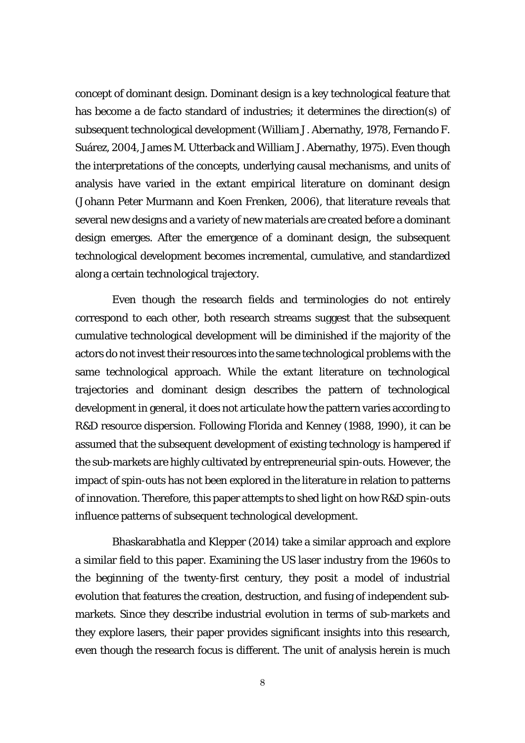concept of dominant design. Dominant design is a key technological feature that has become a de facto standard of industries; it determines the direction(s) of subsequent technological development (William J. Abernathy, 1978, Fernando F. Suárez, 2004, James M. Utterback and William J. Abernathy, 1975). Even though the interpretations of the concepts, underlying causal mechanisms, and units of analysis have varied in the extant empirical literature on dominant design (Johann Peter Murmann and Koen Frenken, 2006), that literature reveals that several new designs and a variety of new materials are created before a dominant design emerges. After the emergence of a dominant design, the subsequent technological development becomes incremental, cumulative, and standardized along a certain technological trajectory.

Even though the research fields and terminologies do not entirely correspond to each other, both research streams suggest that the subsequent cumulative technological development will be diminished if the majority of the actors do not invest their resources into the same technological problems with the same technological approach. While the extant literature on technological trajectories and dominant design describes the pattern of technological development in general, it does not articulate how the pattern varies according to R&D resource dispersion. Following Florida and Kenney (1988, 1990), it can be assumed that the subsequent development of existing technology is hampered if the sub-markets are highly cultivated by entrepreneurial spin-outs. However, the impact of spin-outs has not been explored in the literature in relation to patterns of innovation. Therefore, this paper attempts to shed light on how R&D spin-outs influence patterns of subsequent technological development.

Bhaskarabhatla and Klepper (2014) take a similar approach and explore a similar field to this paper. Examining the US laser industry from the 1960s to the beginning of the twenty-first century, they posit a model of industrial evolution that features the creation, destruction, and fusing of independent sub-markets. Since they describe industrial evolution in terms of sub-markets and they explore lasers, their paper provides significant insights into this research, even though the research focus is different. The unit of analysis herein is much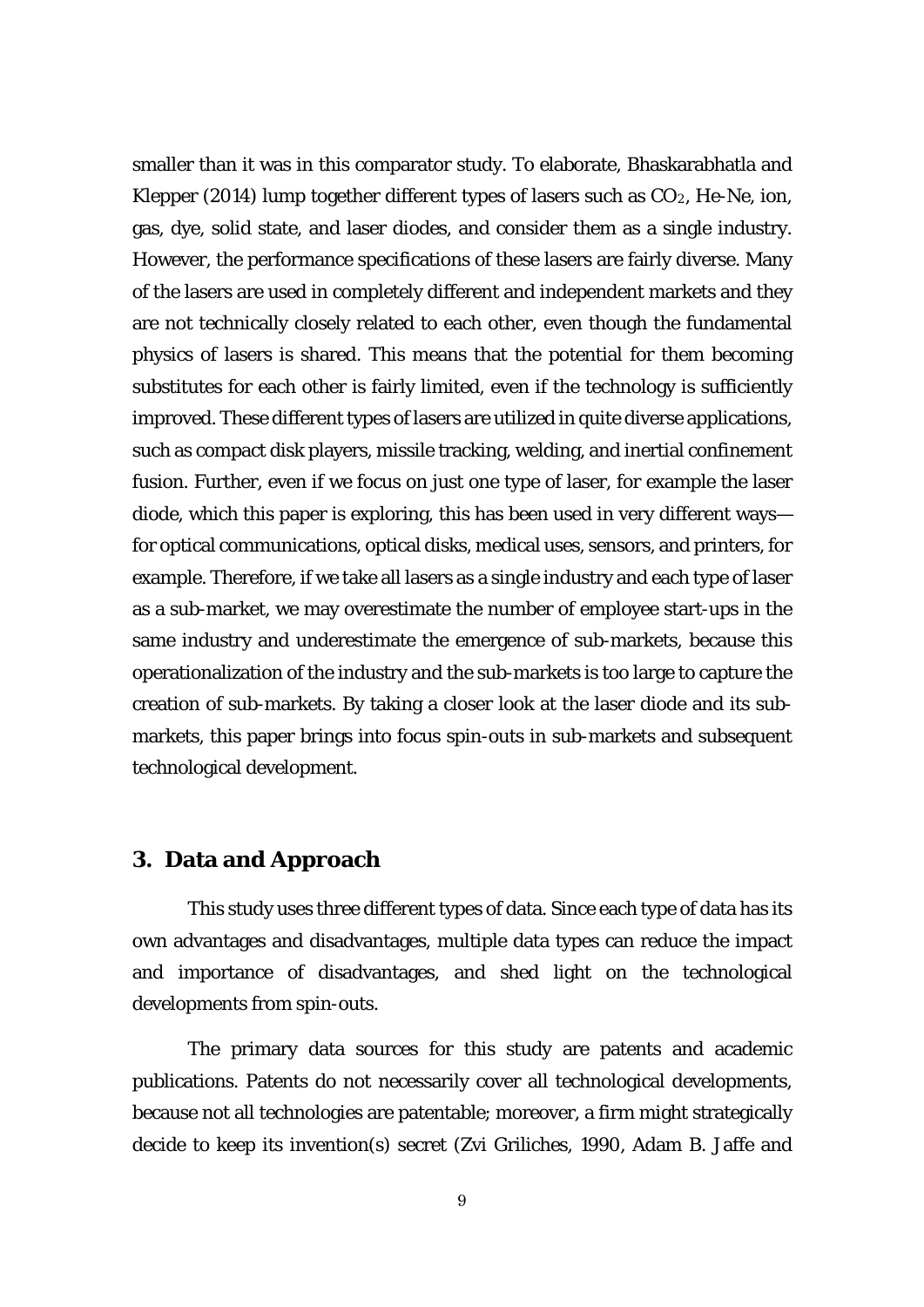smaller than it was in this comparator study. To elaborate, Bhaskarabhatla and Klepper (2014) lump together different types of lasers such as $CO_2$, He-Ne, ion, gas, dye, solid state, and laser diodes, and consider them as a single industry. However, the performance specifications of these lasers are fairly diverse. Many of the lasers are used in completely different and independent markets and they are not technically closely related to each other, even though the fundamental physics of lasers is shared. This means that the potential for them becoming substitutes for each other is fairly limited, even if the technology is sufficiently improved. These different types of lasers are utilized in quite diverse applications, such as compact disk players, missile tracking, welding, and inertial confinement fusion. Further, even if we focus on just one type of laser, for example the laser diode, which this paper is exploring, this has been used in very different ways—for optical communications, optical disks, medical uses, sensors, and printers, for example. Therefore, if we take all lasers as a single industry and each type of laser as a sub-market, we may overestimate the number of employee start-ups in the same industry and underestimate the emergence of sub-markets, because this operationalization of the industry and the sub-markets is too large to capture the creation of sub-markets. By taking a closer look at the laser diode and its sub-markets, this paper brings into focus spin-outs in sub-markets and subsequent technological development.

## 3. Data and Approach

This study uses three different types of data. Since each type of data has its own advantages and disadvantages, multiple data types can reduce the impact and importance of disadvantages, and shed light on the technological developments from spin-outs.

The primary data sources for this study are patents and academic publications. Patents do not necessarily cover all technological developments, because not all technologies are patentable; moreover, a firm might strategically decide to keep its invention(s) secret (Zvi Griliches, 1990, Adam B. Jaffe and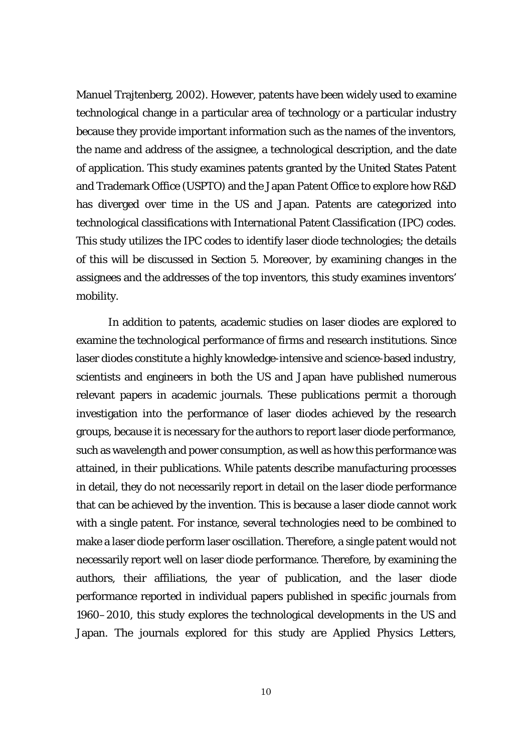Manuel Trajtenberg, 2002). However, patents have been widely used to examine technological change in a particular area of technology or a particular industry because they provide important information such as the names of the inventors, the name and address of the assignee, a technological description, and the date of application. This study examines patents granted by the United States Patent and Trademark Office (USPTO) and the Japan Patent Office to explore how R&D has diverged over time in the US and Japan. Patents are categorized into technological classifications with International Patent Classification (IPC) codes. This study utilizes the IPC codes to identify laser diode technologies; the details of this will be discussed in Section 5. Moreover, by examining changes in the assignees and the addresses of the top inventors, this study examines inventors' mobility.

In addition to patents, academic studies on laser diodes are explored to examine the technological performance of firms and research institutions. Since laser diodes constitute a highly knowledge-intensive and science-based industry, scientists and engineers in both the US and Japan have published numerous relevant papers in academic journals. These publications permit a thorough investigation into the performance of laser diodes achieved by the research groups, because it is necessary for the authors to report laser diode performance, such as wavelength and power consumption, as well as how this performance was attained, in their publications. While patents describe manufacturing processes in detail, they do not necessarily report in detail on the laser diode performance that can be achieved by the invention. This is because a laser diode cannot work with a single patent. For instance, several technologies need to be combined to make a laser diode perform laser oscillation. Therefore, a single patent would not necessarily report well on laser diode performance. Therefore, by examining the authors, their affiliations, the year of publication, and the laser diode performance reported in individual papers published in specific journals from 1960–2010, this study explores the technological developments in the US and Japan. The journals explored for this study are Applied Physics Letters,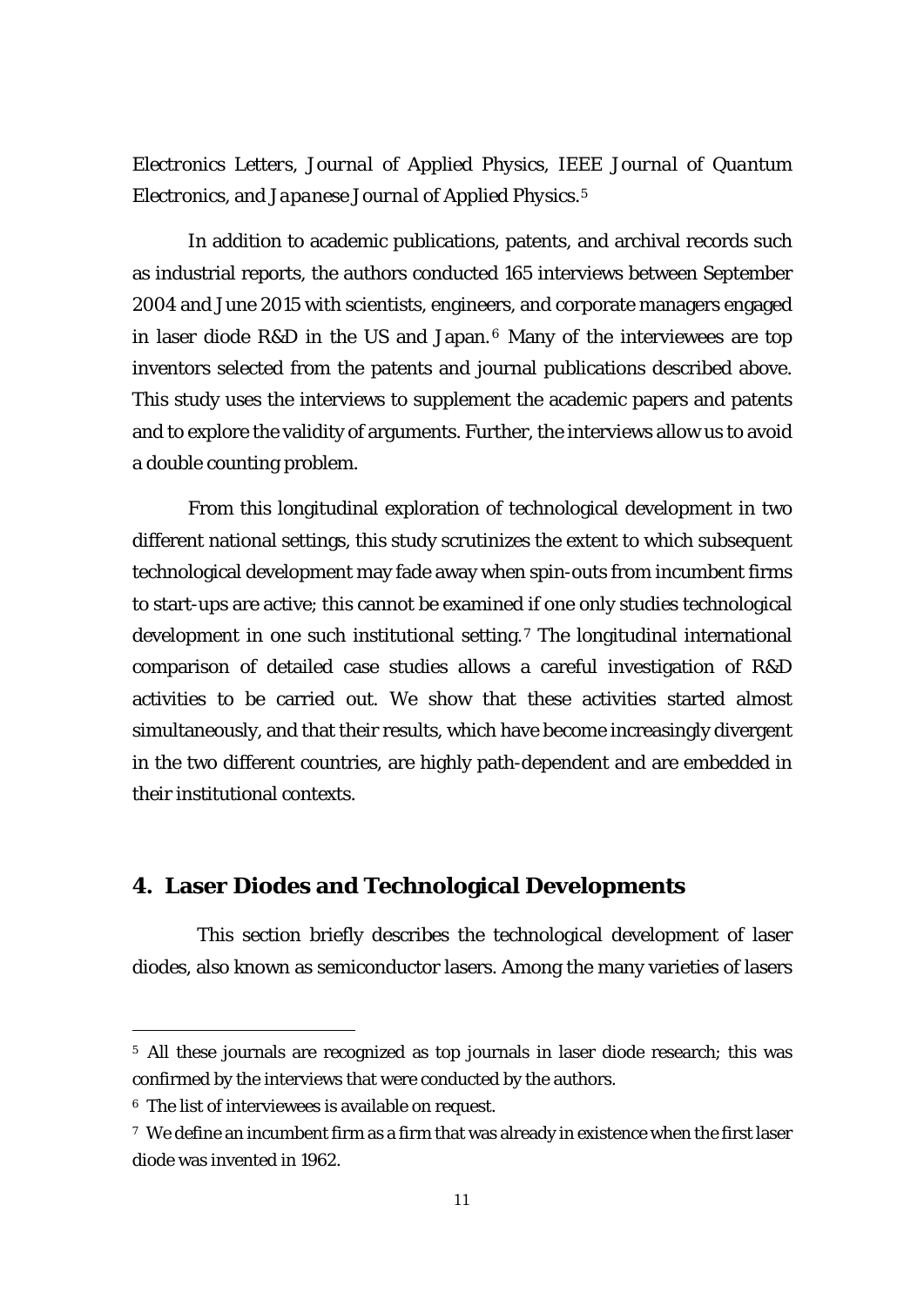*Electronics Letters*, *Journal of Applied Physics*, *IEEE Journal of Quantum Electronics*, and *Japanese Journal of Applied Physics*.[5]

In addition to academic publications, patents, and archival records such as industrial reports, the authors conducted 165 interviews between September 2004 and June 2015 with scientists, engineers, and corporate managers engaged in laser diode R&D in the US and Japan.[6] Many of the interviewees are top inventors selected from the patents and journal publications described above. This study uses the interviews to supplement the academic papers and patents and to explore the validity of arguments. Further, the interviews allow us to avoid a double counting problem.

From this longitudinal exploration of technological development in two different national settings, this study scrutinizes the extent to which subsequent technological development may fade away when spin-outs from incumbent firms to start-ups are active; this cannot be examined if one only studies technological development in one such institutional setting.[7] The longitudinal international comparison of detailed case studies allows a careful investigation of R&D activities to be carried out. We show that these activities started almost simultaneously, and that their results, which have become increasingly divergent in the two different countries, are highly path-dependent and are embedded in their institutional contexts.

## 4. Laser Diodes and Technological Developments

This section briefly describes the technological development of laser diodes, also known as semiconductor lasers. Among the many varieties of lasers

---

[5] All these journals are recognized as top journals in laser diode research; this was confirmed by the interviews that were conducted by the authors.

[6] The list of interviewees is available on request.

[7] We define an incumbent firm as a firm that was already in existence when the first laser diode was invented in 1962.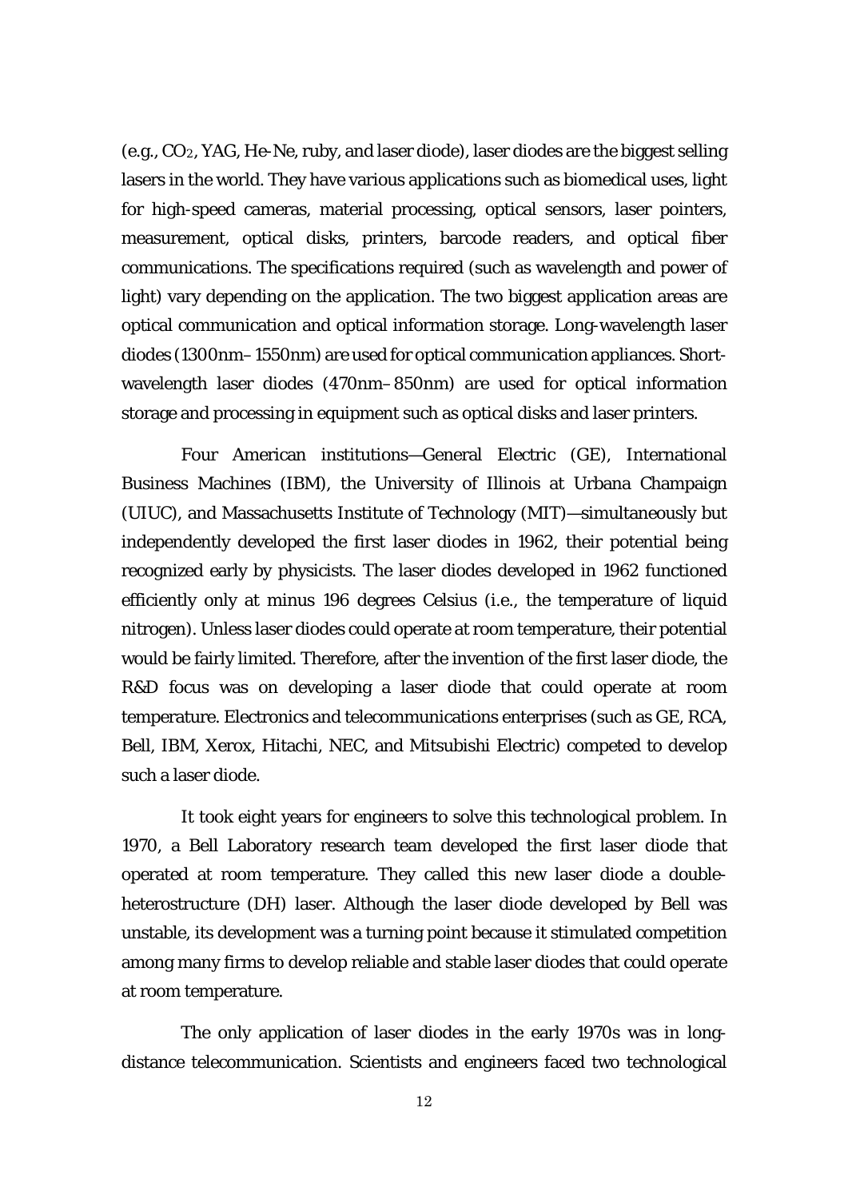(e.g., $CO_2$, YAG, He-Ne, ruby, and laser diode), laser diodes are the biggest selling lasers in the world. They have various applications such as biomedical uses, light for high-speed cameras, material processing, optical sensors, laser pointers, measurement, optical disks, printers, barcode readers, and optical fiber communications. The specifications required (such as wavelength and power of light) vary depending on the application. The two biggest application areas are optical communication and optical information storage. Long-wavelength laser diodes (1300nm–1550nm) are used for optical communication appliances. Short-wavelength laser diodes (470nm–850nm) are used for optical information storage and processing in equipment such as optical disks and laser printers.

Four American institutions—General Electric (GE), International Business Machines (IBM), the University of Illinois at Urbana Champaign (UIUC), and Massachusetts Institute of Technology (MIT)—simultaneously but independently developed the first laser diodes in 1962, their potential being recognized early by physicists. The laser diodes developed in 1962 functioned efficiently only at minus 196 degrees Celsius (i.e., the temperature of liquid nitrogen). Unless laser diodes could operate at room temperature, their potential would be fairly limited. Therefore, after the invention of the first laser diode, the R&D focus was on developing a laser diode that could operate at room temperature. Electronics and telecommunications enterprises (such as GE, RCA, Bell, IBM, Xerox, Hitachi, NEC, and Mitsubishi Electric) competed to develop such a laser diode.

It took eight years for engineers to solve this technological problem. In 1970, a Bell Laboratory research team developed the first laser diode that operated at room temperature. They called this new laser diode a double-heterostructure (DH) laser. Although the laser diode developed by Bell was unstable, its development was a turning point because it stimulated competition among many firms to develop reliable and stable laser diodes that could operate at room temperature.

The only application of laser diodes in the early 1970s was in long-distance telecommunication. Scientists and engineers faced two technological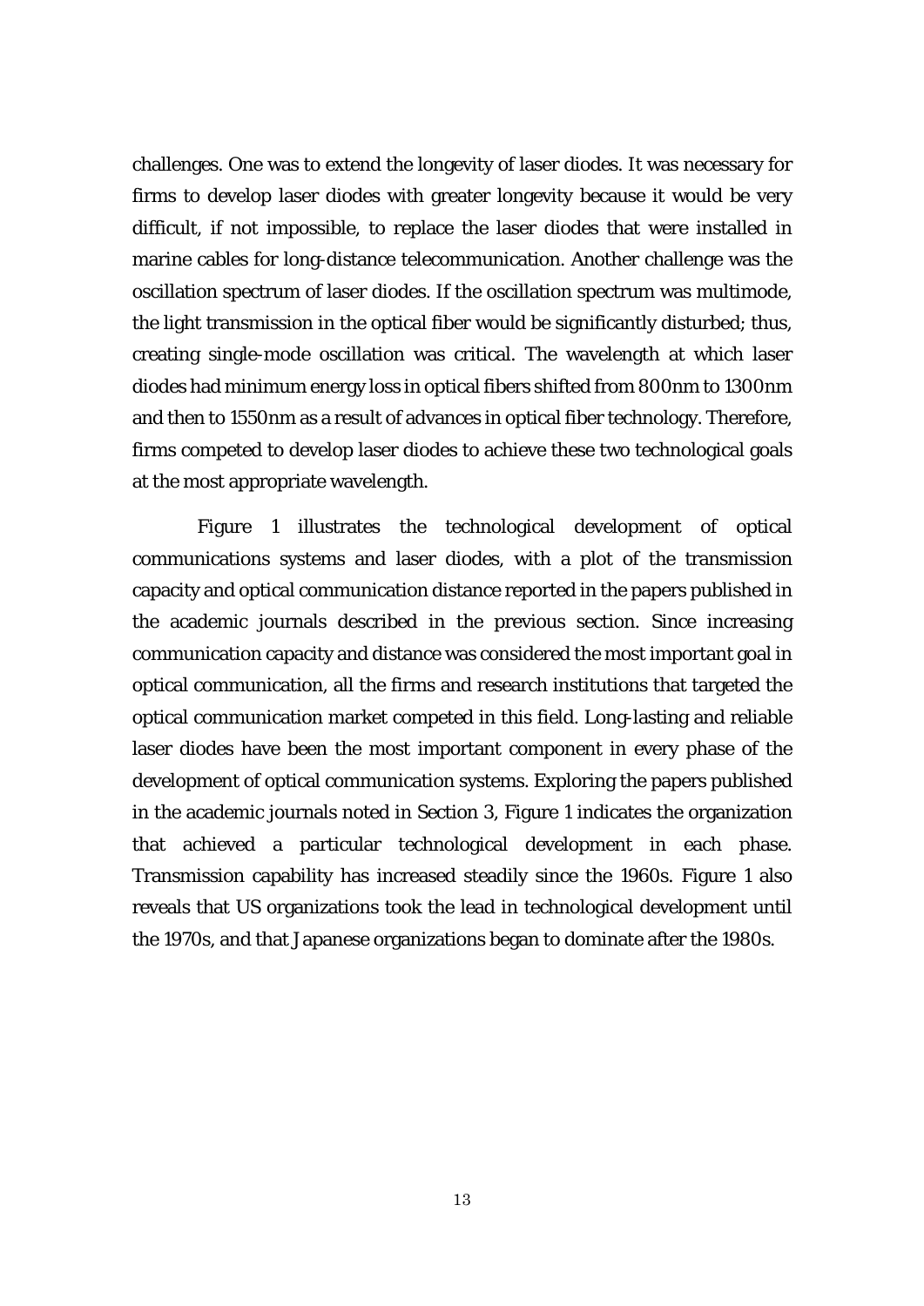challenges. One was to extend the longevity of laser diodes. It was necessary for firms to develop laser diodes with greater longevity because it would be very difficult, if not impossible, to replace the laser diodes that were installed in marine cables for long-distance telecommunication. Another challenge was the oscillation spectrum of laser diodes. If the oscillation spectrum was multimode, the light transmission in the optical fiber would be significantly disturbed; thus, creating single-mode oscillation was critical. The wavelength at which laser diodes had minimum energy loss in optical fibers shifted from 800nm to 1300nm and then to 1550nm as a result of advances in optical fiber technology. Therefore, firms competed to develop laser diodes to achieve these two technological goals at the most appropriate wavelength.

Figure 1 illustrates the technological development of optical communications systems and laser diodes, with a plot of the transmission capacity and optical communication distance reported in the papers published in the academic journals described in the previous section. Since increasing communication capacity and distance was considered the most important goal in optical communication, all the firms and research institutions that targeted the optical communication market competed in this field. Long-lasting and reliable laser diodes have been the most important component in every phase of the development of optical communication systems. Exploring the papers published in the academic journals noted in Section 3, Figure 1 indicates the organization that achieved a particular technological development in each phase. Transmission capability has increased steadily since the 1960s. Figure 1 also reveals that US organizations took the lead in technological development until the 1970s, and that Japanese organizations began to dominate after the 1980s.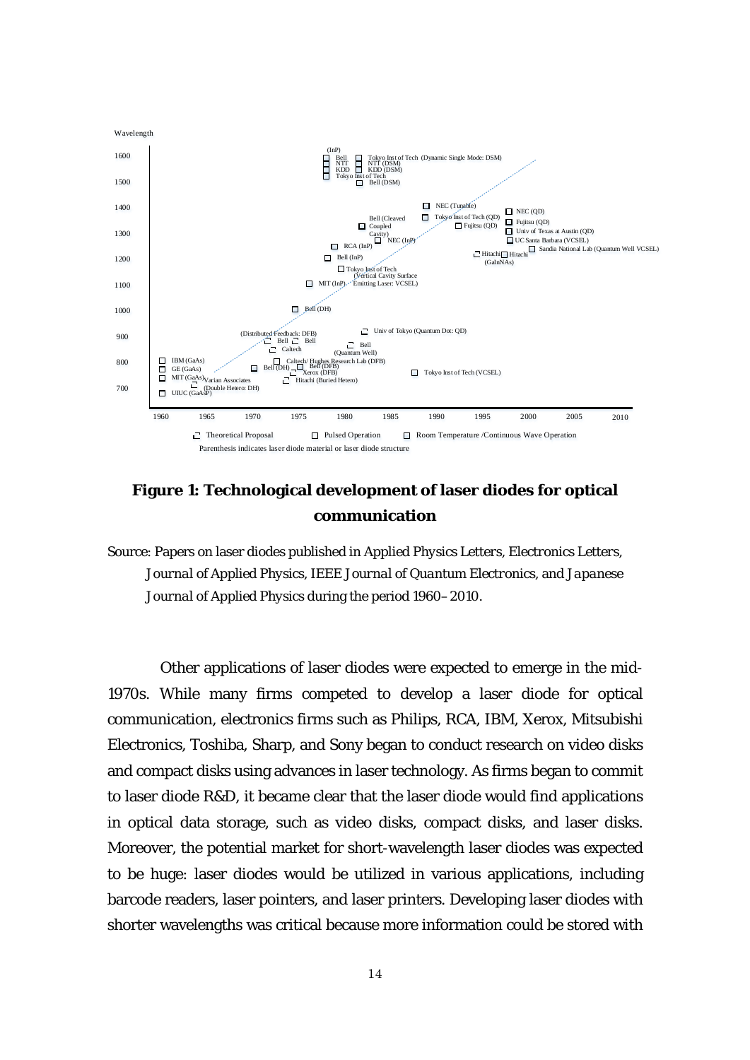**Figure 1: Technological development of laser diodes for optical communication**

Source: Papers on laser diodes published in Applied Physics Letters, Electronics Letters, *Journal of Applied Physics*, *IEEE Journal of Quantum Electronics*, and *Japanese Journal of Applied Physics* during the period 1960–2010.

Other applications of laser diodes were expected to emerge in the mid-1970s. While many firms competed to develop a laser diode for optical communication, electronics firms such as Philips, RCA, IBM, Xerox, Mitsubishi Electronics, Toshiba, Sharp, and Sony began to conduct research on video disks and compact disks using advances in laser technology. As firms began to commit to laser diode R&D, it became clear that the laser diode would find applications in optical data storage, such as video disks, compact disks, and laser disks. Moreover, the potential market for short-wavelength laser diodes was expected to be huge: laser diodes would be utilized in various applications, including barcode readers, laser pointers, and laser printers. Developing laser diodes with shorter wavelengths was critical because more information could be stored with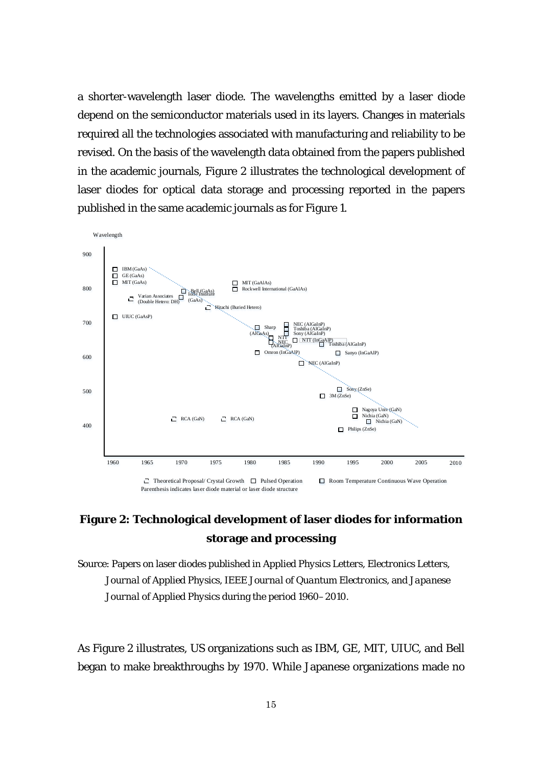a shorter-wavelength laser diode. The wavelengths emitted by a laser diode depend on the semiconductor materials used in its layers. Changes in materials required all the technologies associated with manufacturing and reliability to be revised. On the basis of the wavelength data obtained from the papers published in the academic journals, Figure 2 illustrates the technological development of laser diodes for optical data storage and processing reported in the papers published in the same academic journals as for Figure 1.

**Figure 2: Technological development of laser diodes for information storage and processing**

Source: Papers on laser diodes published in *Applied Physics Letters*, *Electronics Letters*, *Journal of Applied Physics*, *IEEE Journal of Quantum Electronics*, and *Japanese Journal of Applied Physics* during the period 1960–2010.

As Figure 2 illustrates, US organizations such as IBM, GE, MIT, UIUC, and Bell began to make breakthroughs by 1970. While Japanese organizations made no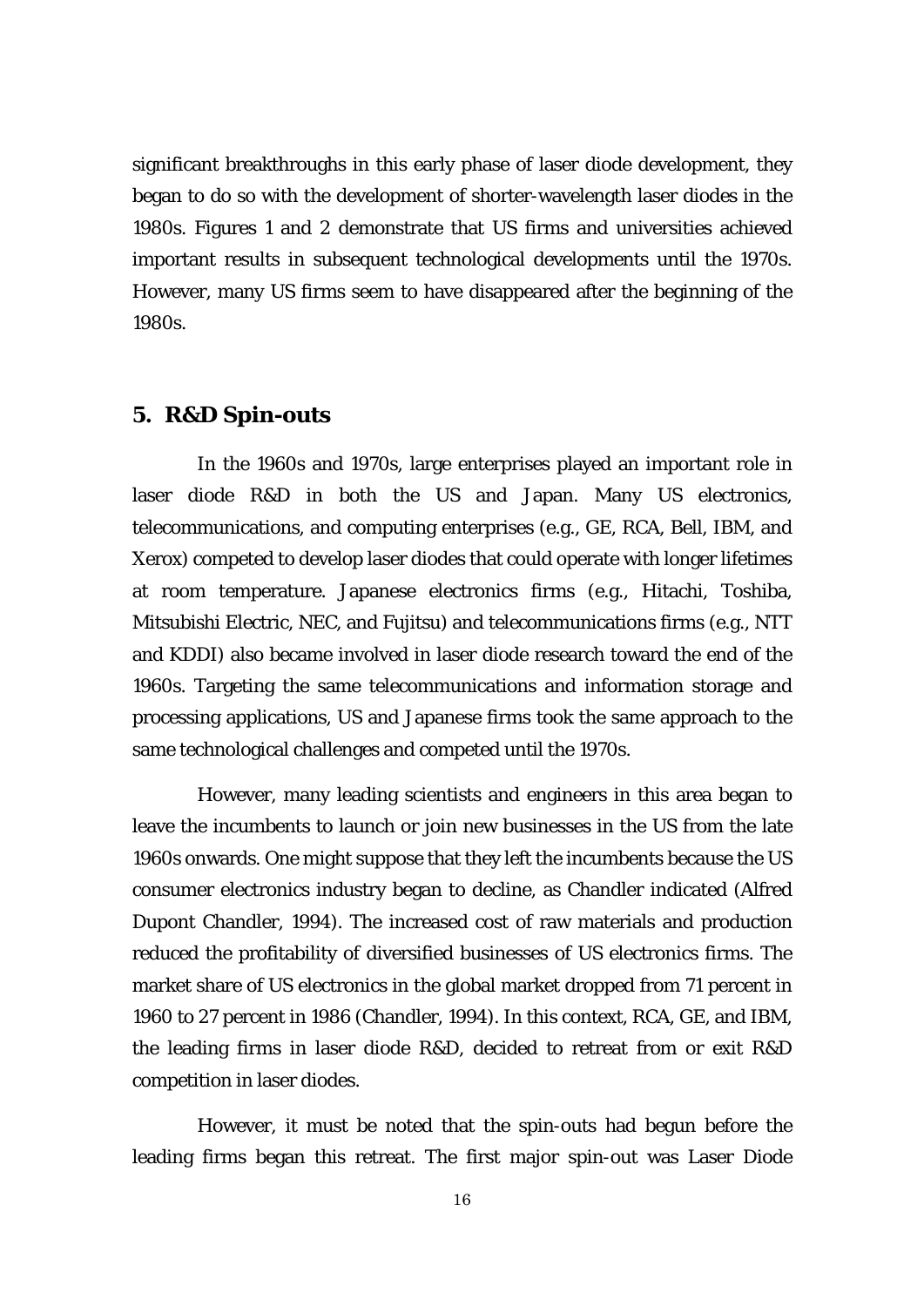significant breakthroughs in this early phase of laser diode development, they began to do so with the development of shorter-wavelength laser diodes in the 1980s. Figures 1 and 2 demonstrate that US firms and universities achieved important results in subsequent technological developments until the 1970s. However, many US firms seem to have disappeared after the beginning of the 1980s.

## 5. R&D Spin-outs

In the 1960s and 1970s, large enterprises played an important role in laser diode R&D in both the US and Japan. Many US electronics, telecommunications, and computing enterprises (e.g., GE, RCA, Bell, IBM, and Xerox) competed to develop laser diodes that could operate with longer lifetimes at room temperature. Japanese electronics firms (e.g., Hitachi, Toshiba, Mitsubishi Electric, NEC, and Fujitsu) and telecommunications firms (e.g., NTT and KDDI) also became involved in laser diode research toward the end of the 1960s. Targeting the same telecommunications and information storage and processing applications, US and Japanese firms took the same approach to the same technological challenges and competed until the 1970s.

However, many leading scientists and engineers in this area began to leave the incumbents to launch or join new businesses in the US from the late 1960s onwards. One might suppose that they left the incumbents because the US consumer electronics industry began to decline, as Chandler indicated (Alfred Dupont Chandler, 1994). The increased cost of raw materials and production reduced the profitability of diversified businesses of US electronics firms. The market share of US electronics in the global market dropped from 71 percent in 1960 to 27 percent in 1986 (Chandler, 1994). In this context, RCA, GE, and IBM, the leading firms in laser diode R&D, decided to retreat from or exit R&D competition in laser diodes.

However, it must be noted that the spin-outs had begun before the leading firms began this retreat. The first major spin-out was Laser Diode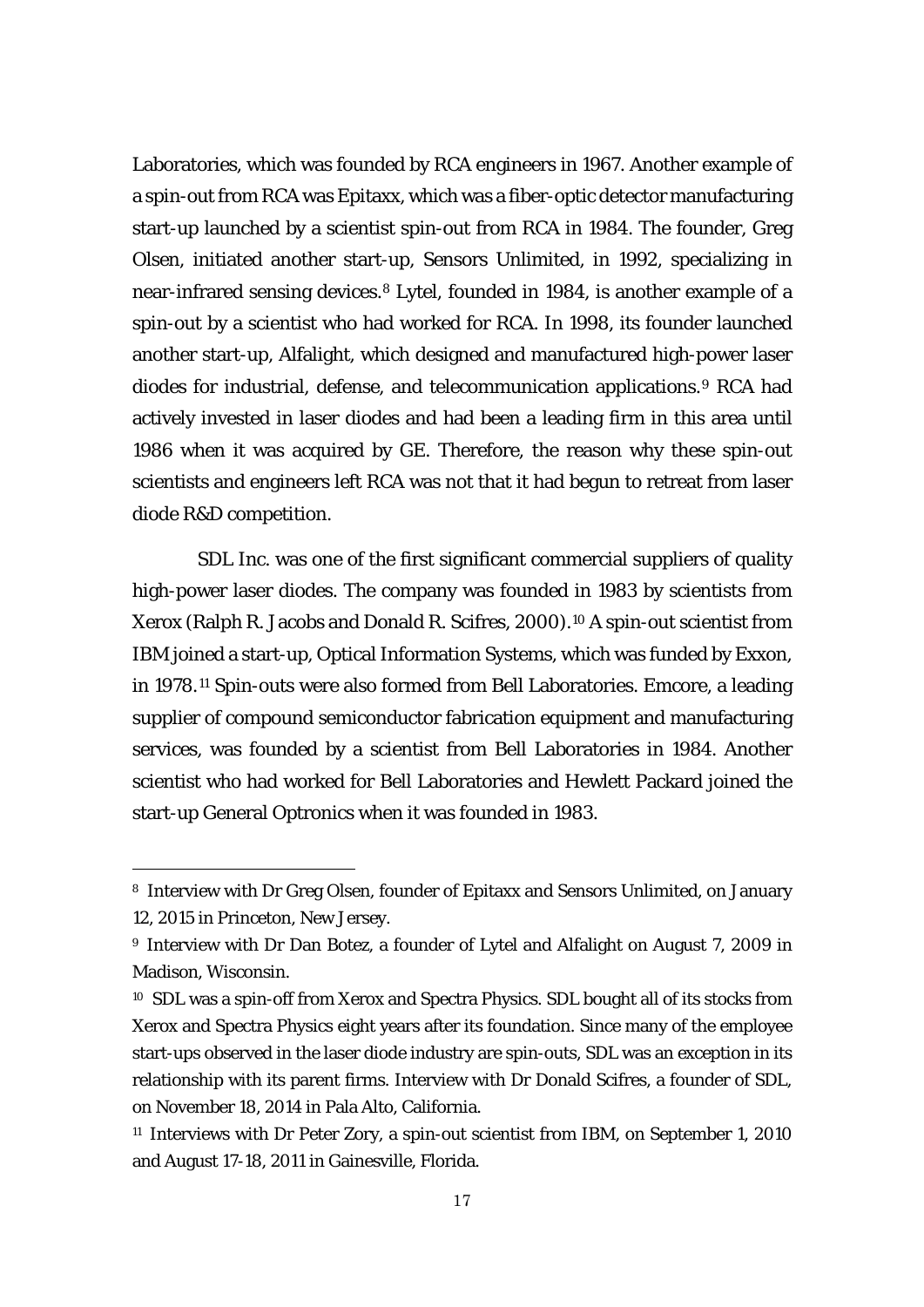Laboratories, which was founded by RCA engineers in 1967. Another example of a spin-out from RCA was Epitaxx, which was a fiber-optic detector manufacturing start-up launched by a scientist spin-out from RCA in 1984. The founder, Greg Olsen, initiated another start-up, Sensors Unlimited, in 1992, specializing in near-infrared sensing devices.[8] Lytel, founded in 1984, is another example of a spin-out by a scientist who had worked for RCA. In 1998, its founder launched another start-up, Alfalight, which designed and manufactured high-power laser diodes for industrial, defense, and telecommunication applications.[9] RCA had actively invested in laser diodes and had been a leading firm in this area until 1986 when it was acquired by GE. Therefore, the reason why these spin-out scientists and engineers left RCA was not that it had begun to retreat from laser diode R&D competition.

SDL Inc. was one of the first significant commercial suppliers of quality high-power laser diodes. The company was founded in 1983 by scientists from Xerox (Ralph R. Jacobs and Donald R. Scifres, 2000).[10] A spin-out scientist from IBM joined a start-up, Optical Information Systems, which was funded by Exxon, in 1978.[11] Spin-outs were also formed from Bell Laboratories. Emcore, a leading supplier of compound semiconductor fabrication equipment and manufacturing services, was founded by a scientist from Bell Laboratories in 1984. Another scientist who had worked for Bell Laboratories and Hewlett Packard joined the start-up General Optronics when it was founded in 1983.

---

[8] Interview with Dr Greg Olsen, founder of Epitaxx and Sensors Unlimited, on January 12, 2015 in Princeton, New Jersey.

[9] Interview with Dr Dan Botez, a founder of Lytel and Alfalight on August 7, 2009 in Madison, Wisconsin.

[10] SDL was a spin-off from Xerox and Spectra Physics. SDL bought all of its stocks from Xerox and Spectra Physics eight years after its foundation. Since many of the employee start-ups observed in the laser diode industry are spin-outs, SDL was an exception in its relationship with its parent firms. Interview with Dr Donald Scifres, a founder of SDL, on November 18, 2014 in Pala Alto, California.

[11] Interviews with Dr Peter Zory, a spin-out scientist from IBM, on September 1, 2010 and August 17-18, 2011 in Gainesville, Florida.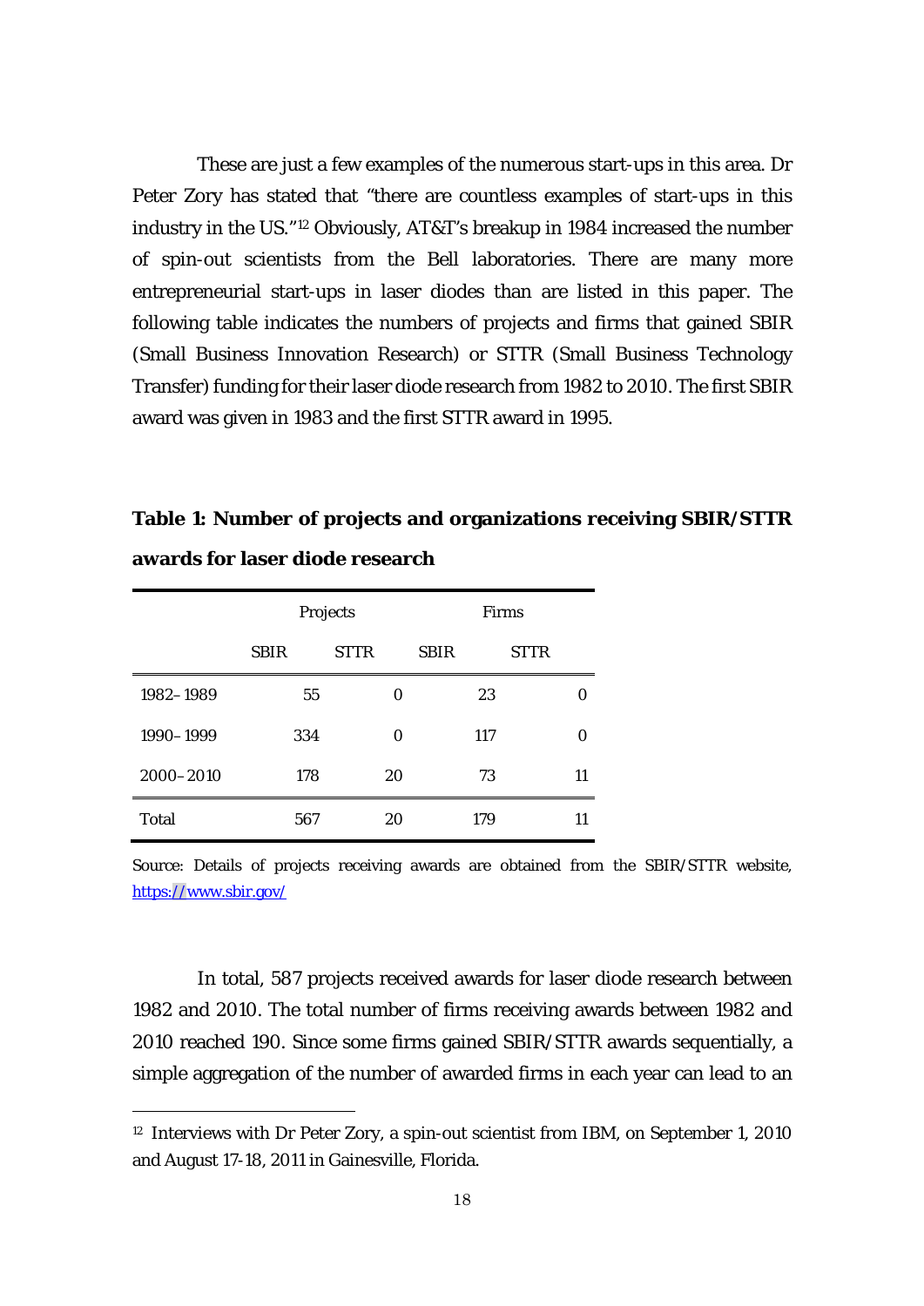These are just a few examples of the numerous start-ups in this area. Dr Peter Zory has stated that "there are countless examples of start-ups in this industry in the US."[12] Obviously, AT&T's breakup in 1984 increased the number of spin-out scientists from the Bell laboratories. There are many more entrepreneurial start-ups in laser diodes than are listed in this paper. The following table indicates the numbers of projects and firms that gained SBIR (Small Business Innovation Research) or STTR (Small Business Technology Transfer) funding for their laser diode research from 1982 to 2010. The first SBIR award was given in 1983 and the first STTR award in 1995.

**Table 1: Number of projects and organizations receiving SBIR/STTR awards for laser diode research**

| | Projects | | Firms | |
|---|---|---|---|---|
| | SBIR | STTR | SBIR | STTR |
| 1982–1989 | 55 | 0 | 23 | 0 |
| 1990–1999 | 334 | 0 | 117 | 0 |
| 2000–2010 | 178 | 20 | 73 | 11 |
| Total | 567 | 20 | 179 | 11 |

Source: Details of projects receiving awards are obtained from the SBIR/STTR website, https://www.sbir.gov/

In total, 587 projects received awards for laser diode research between 1982 and 2010. The total number of firms receiving awards between 1982 and 2010 reached 190. Since some firms gained SBIR/STTR awards sequentially, a simple aggregation of the number of awarded firms in each year can lead to an

[12] Interviews with Dr Peter Zory, a spin-out scientist from IBM, on September 1, 2010 and August 17-18, 2011 in Gainesville, Florida.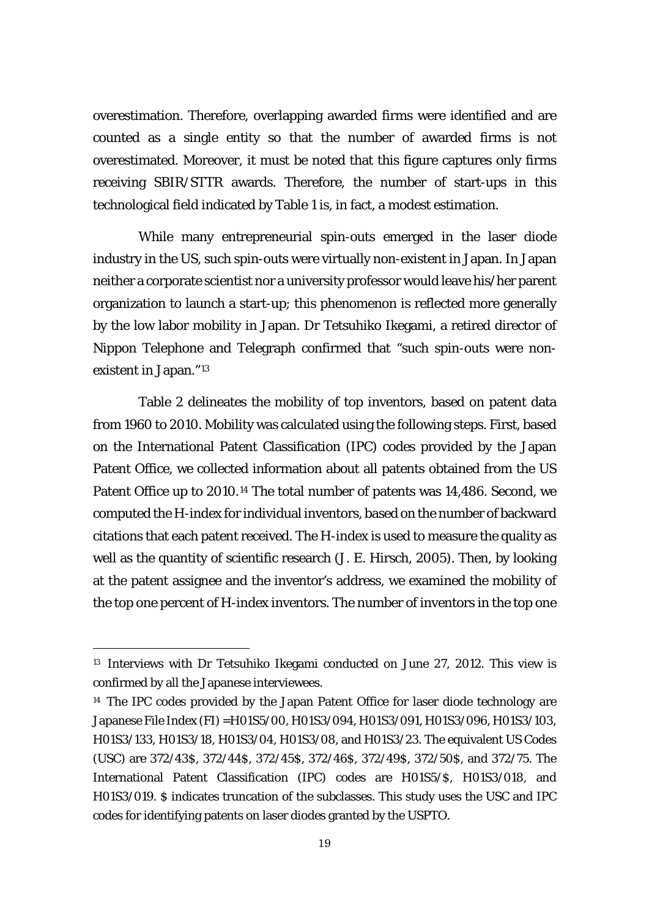overestimation. Therefore, overlapping awarded firms were identified and are counted as a single entity so that the number of awarded firms is not overestimated. Moreover, it must be noted that this figure captures only firms receiving SBIR/STTR awards. Therefore, the number of start-ups in this technological field indicated by Table 1 is, in fact, a modest estimation.

While many entrepreneurial spin-outs emerged in the laser diode industry in the US, such spin-outs were virtually non-existent in Japan. In Japan neither a corporate scientist nor a university professor would leave his/her parent organization to launch a start-up; this phenomenon is reflected more generally by the low labor mobility in Japan. Dr Tetsuhiko Ikegami, a retired director of Nippon Telephone and Telegraph confirmed that "such spin-outs were non-existent in Japan."[13]

Table 2 delineates the mobility of top inventors, based on patent data from 1960 to 2010. Mobility was calculated using the following steps. First, based on the International Patent Classification (IPC) codes provided by the Japan Patent Office, we collected information about all patents obtained from the US Patent Office up to 2010.[14] The total number of patents was 14,486. Second, we computed the H-index for individual inventors, based on the number of backward citations that each patent received. The H-index is used to measure the quality as well as the quantity of scientific research (J. E. Hirsch, 2005). Then, by looking at the patent assignee and the inventor's address, we examined the mobility of the top one percent of H-index inventors. The number of inventors in the top one

---

[13] Interviews with Dr Tetsuhiko Ikegami conducted on June 27, 2012. This view is confirmed by all the Japanese interviewees.

[14] The IPC codes provided by the Japan Patent Office for laser diode technology are Japanese File Index (FI) =H01S5/00, H01S3/094, H01S3/091, H01S3/096, H01S3/103, H01S3/133, H01S3/18, H01S3/04, H01S3/08, and H01S3/23. The equivalent US Codes (USC) are 372/43$, 372/44$, 372/45$, 372/46$, 372/49$, 372/50$, and 372/75. The International Patent Classification (IPC) codes are H01S5/$, H01S3/018, and H01S3/019. $ indicates truncation of the subclasses. This study uses the USC and IPC codes for identifying patents on laser diodes granted by the USPTO.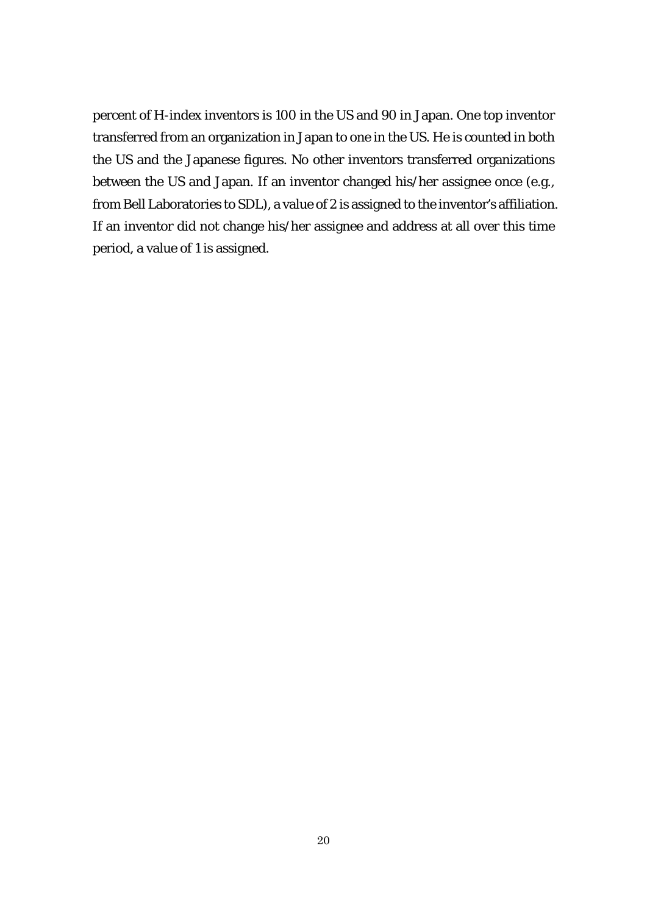percent of H-index inventors is 100 in the US and 90 in Japan. One top inventor transferred from an organization in Japan to one in the US. He is counted in both the US and the Japanese figures. No other inventors transferred organizations between the US and Japan. If an inventor changed his/her assignee once (e.g., from Bell Laboratories to SDL), a value of 2 is assigned to the inventor's affiliation. If an inventor did not change his/her assignee and address at all over this time period, a value of 1 is assigned.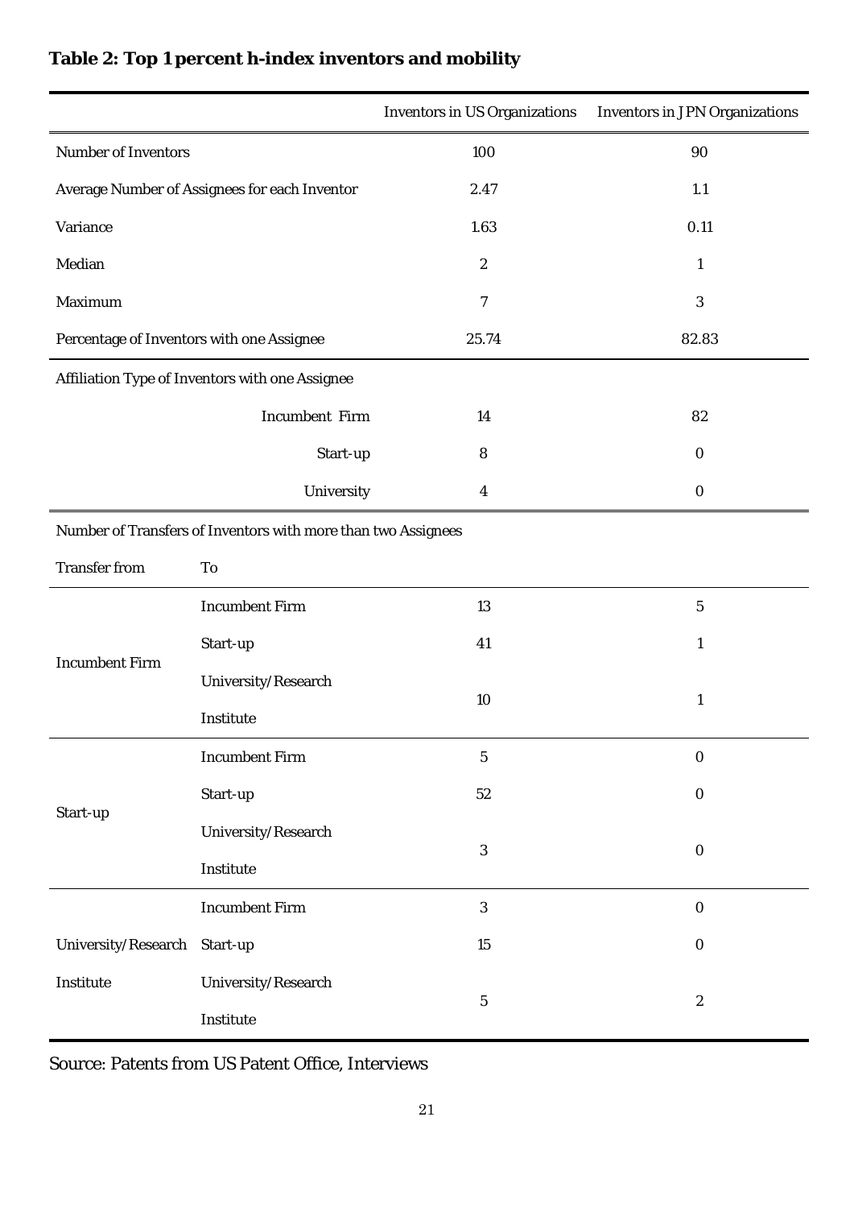**Table 2: Top 1 percent h-index inventors and mobility**

| | | Inventors in US Organizations | Inventors in JPN Organizations |
|---|---|---|---|
| Number of Inventors | | 100 | 90 |
| Average Number of Assignees for each Inventor | | 2.47 | 1.1 |
| Variance | | 1.63 | 0.11 |
| Median | | 2 | 1 |
| Maximum | | 7 | 3 |
| Percentage of Inventors with one Assignee | | 25.74 | 82.83 |
| Affiliation Type of Inventors with one Assignee | | | |
| | Incumbent Firm | 14 | 82 |
| | Start-up | 8 | 0 |
| | University | 4 | 0 |
| Number of Transfers of Inventors with more than two Assignees | | | |
| Transfer from | To | | |
| Incumbent Firm | Incumbent Firm | 13 | 5 |
| | Start-up | 41 | 1 |
| | University/Research Institute | 10 | 1 |
| Start-up | Incumbent Firm | 5 | 0 |
| | Start-up | 52 | 0 |
| | University/Research Institute | 3 | 0 |
| University/Research Institute | Incumbent Firm | 3 | 0 |
| | Start-up | 15 | 0 |
| | University/Research Institute | 5 | 2 |

Source: Patents from US Patent Office, Interviews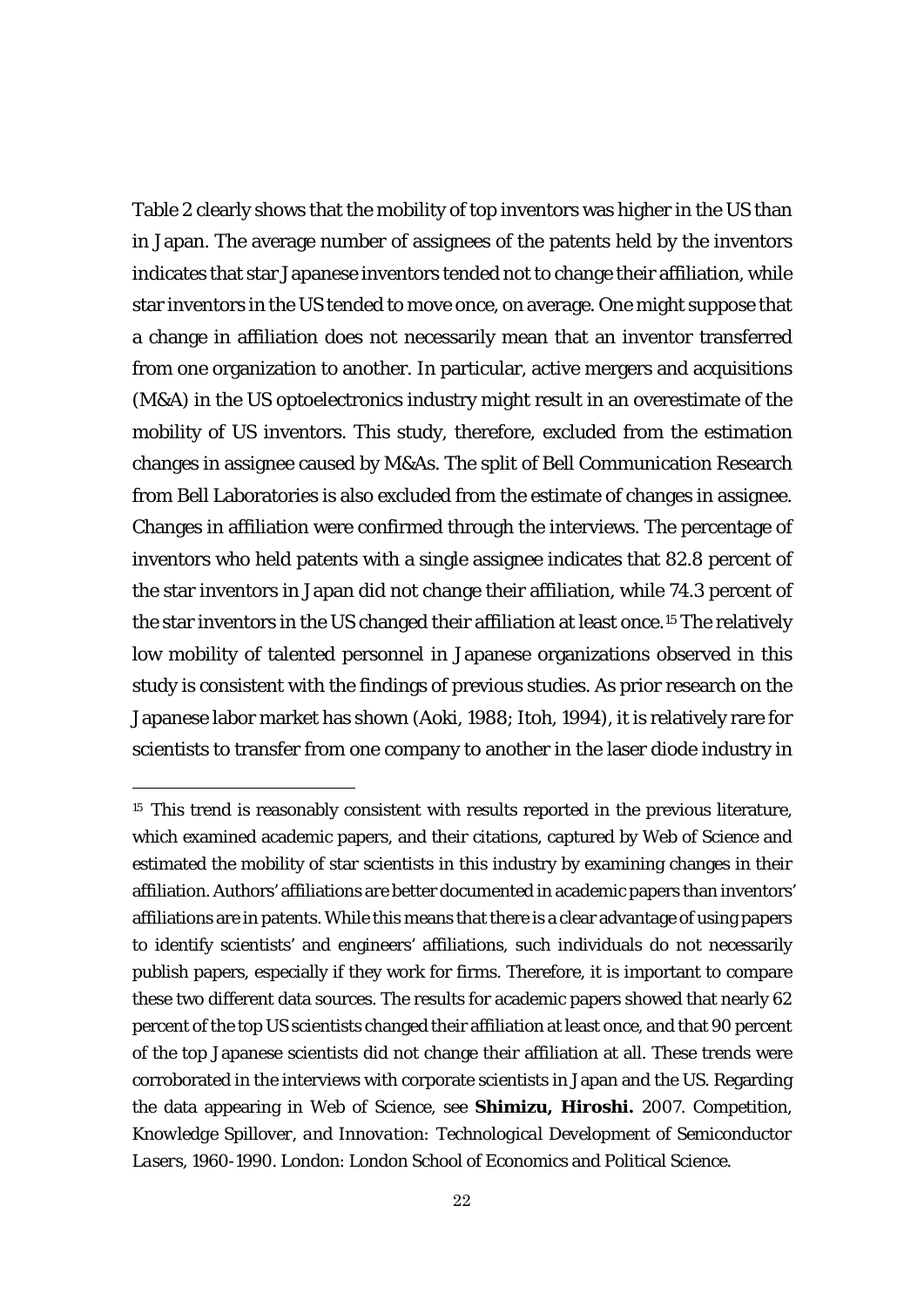Table 2 clearly shows that the mobility of top inventors was higher in the US than in Japan. The average number of assignees of the patents held by the inventors indicates that star Japanese inventors tended not to change their affiliation, while star inventors in the US tended to move once, on average. One might suppose that a change in affiliation does not necessarily mean that an inventor transferred from one organization to another. In particular, active mergers and acquisitions (M&A) in the US optoelectronics industry might result in an overestimate of the mobility of US inventors. This study, therefore, excluded from the estimation changes in assignee caused by M&As. The split of Bell Communication Research from Bell Laboratories is also excluded from the estimate of changes in assignee. Changes in affiliation were confirmed through the interviews. The percentage of inventors who held patents with a single assignee indicates that 82.8 percent of the star inventors in Japan did not change their affiliation, while 74.3 percent of the star inventors in the US changed their affiliation at least once.[15] The relatively low mobility of talented personnel in Japanese organizations observed in this study is consistent with the findings of previous studies. As prior research on the Japanese labor market has shown (Aoki, 1988; Itoh, 1994), it is relatively rare for scientists to transfer from one company to another in the laser diode industry in

[15] This trend is reasonably consistent with results reported in the previous literature, which examined academic papers, and their citations, captured by Web of Science and estimated the mobility of star scientists in this industry by examining changes in their affiliation. Authors' affiliations are better documented in academic papers than inventors' affiliations are in patents. While this means that there is a clear advantage of using papers to identify scientists' and engineers' affiliations, such individuals do not necessarily publish papers, especially if they work for firms. Therefore, it is important to compare these two different data sources. The results for academic papers showed that nearly 62 percent of the top US scientists changed their affiliation at least once, and that 90 percent of the top Japanese scientists did not change their affiliation at all. These trends were corroborated in the interviews with corporate scientists in Japan and the US. Regarding the data appearing in Web of Science, see **Shimizu, Hiroshi.** 2007. *Competition, Knowledge Spillover, and Innovation: Technological Development of Semiconductor Lasers, 1960-1990*. London: London School of Economics and Political Science.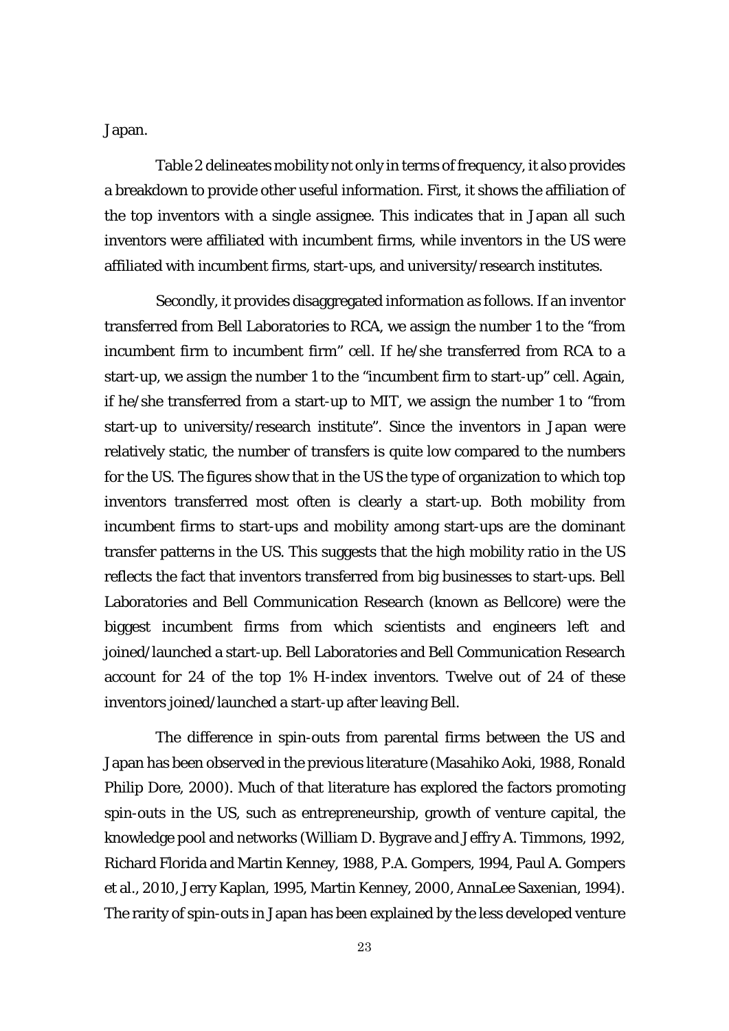Japan.

Table 2 delineates mobility not only in terms of frequency, it also provides a breakdown to provide other useful information. First, it shows the affiliation of the top inventors with a single assignee. This indicates that in Japan all such inventors were affiliated with incumbent firms, while inventors in the US were affiliated with incumbent firms, start-ups, and university/research institutes.

Secondly, it provides disaggregated information as follows. If an inventor transferred from Bell Laboratories to RCA, we assign the number 1 to the "from incumbent firm to incumbent firm" cell. If he/she transferred from RCA to a start-up, we assign the number 1 to the "incumbent firm to start-up" cell. Again, if he/she transferred from a start-up to MIT, we assign the number 1 to "from start-up to university/research institute". Since the inventors in Japan were relatively static, the number of transfers is quite low compared to the numbers for the US. The figures show that in the US the type of organization to which top inventors transferred most often is clearly a start-up. Both mobility from incumbent firms to start-ups and mobility among start-ups are the dominant transfer patterns in the US. This suggests that the high mobility ratio in the US reflects the fact that inventors transferred from big businesses to start-ups. Bell Laboratories and Bell Communication Research (known as Bellcore) were the biggest incumbent firms from which scientists and engineers left and joined/launched a start-up. Bell Laboratories and Bell Communication Research account for 24 of the top 1% H-index inventors. Twelve out of 24 of these inventors joined/launched a start-up after leaving Bell.

The difference in spin-outs from parental firms between the US and Japan has been observed in the previous literature (Masahiko Aoki, 1988, Ronald Philip Dore, 2000). Much of that literature has explored the factors promoting spin-outs in the US, such as entrepreneurship, growth of venture capital, the knowledge pool and networks (William D. Bygrave and Jeffry A. Timmons, 1992, Richard Florida and Martin Kenney, 1988, P.A. Gompers, 1994, Paul A. Gompers et al., 2010, Jerry Kaplan, 1995, Martin Kenney, 2000, AnnaLee Saxenian, 1994). The rarity of spin-outs in Japan has been explained by the less developed venture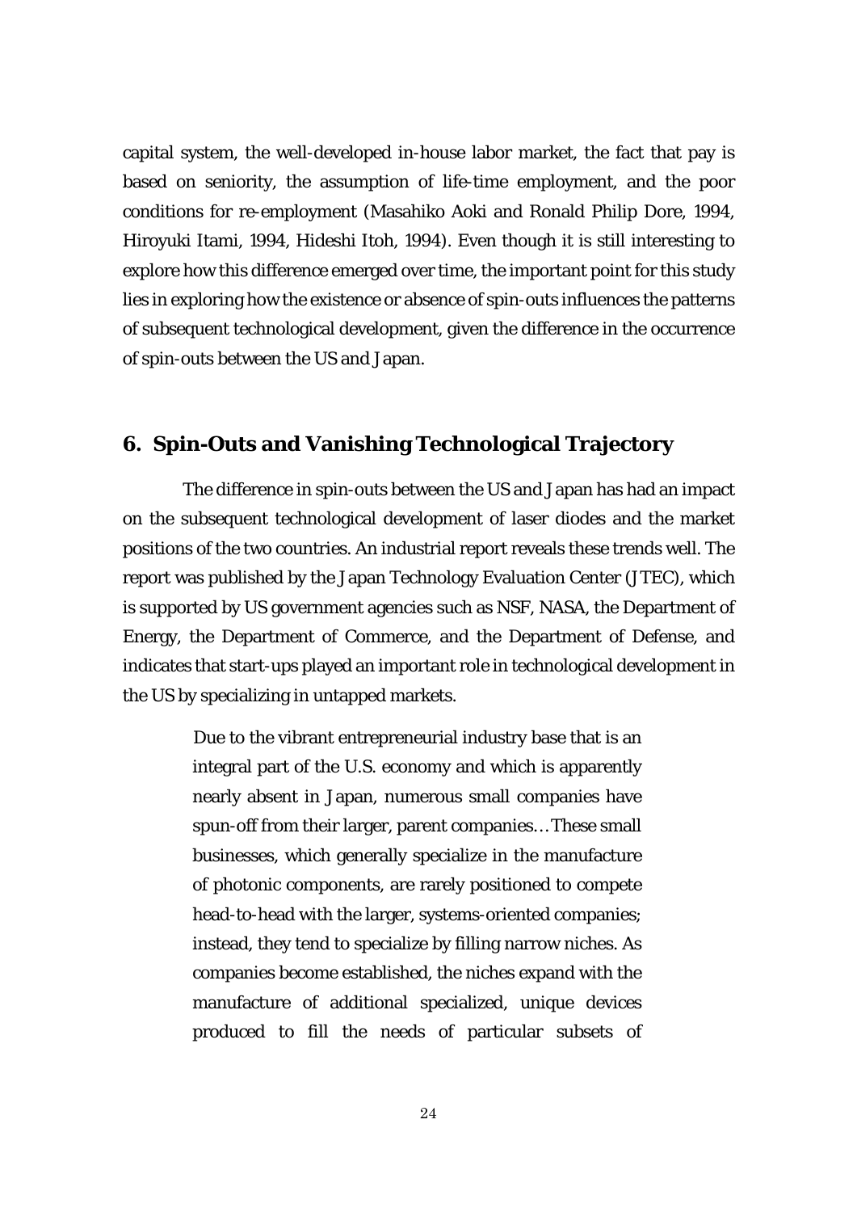capital system, the well-developed in-house labor market, the fact that pay is based on seniority, the assumption of life-time employment, and the poor conditions for re-employment (Masahiko Aoki and Ronald Philip Dore, 1994, Hiroyuki Itami, 1994, Hideshi Itoh, 1994). Even though it is still interesting to explore how this difference emerged over time, the important point for this study lies in exploring how the existence or absence of spin-outs influences the patterns of subsequent technological development, given the difference in the occurrence of spin-outs between the US and Japan.

## 6. Spin-Outs and Vanishing Technological Trajectory

The difference in spin-outs between the US and Japan has had an impact on the subsequent technological development of laser diodes and the market positions of the two countries. An industrial report reveals these trends well. The report was published by the Japan Technology Evaluation Center (JTEC), which is supported by US government agencies such as NSF, NASA, the Department of Energy, the Department of Commerce, and the Department of Defense, and indicates that start-ups played an important role in technological development in the US by specializing in untapped markets.

> Due to the vibrant entrepreneurial industry base that is an integral part of the U.S. economy and which is apparently nearly absent in Japan, numerous small companies have spun-off from their larger, parent companies… These small businesses, which generally specialize in the manufacture of photonic components, are rarely positioned to compete head-to-head with the larger, systems-oriented companies; instead, they tend to specialize by filling narrow niches. As companies become established, the niches expand with the manufacture of additional specialized, unique devices produced to fill the needs of particular subsets of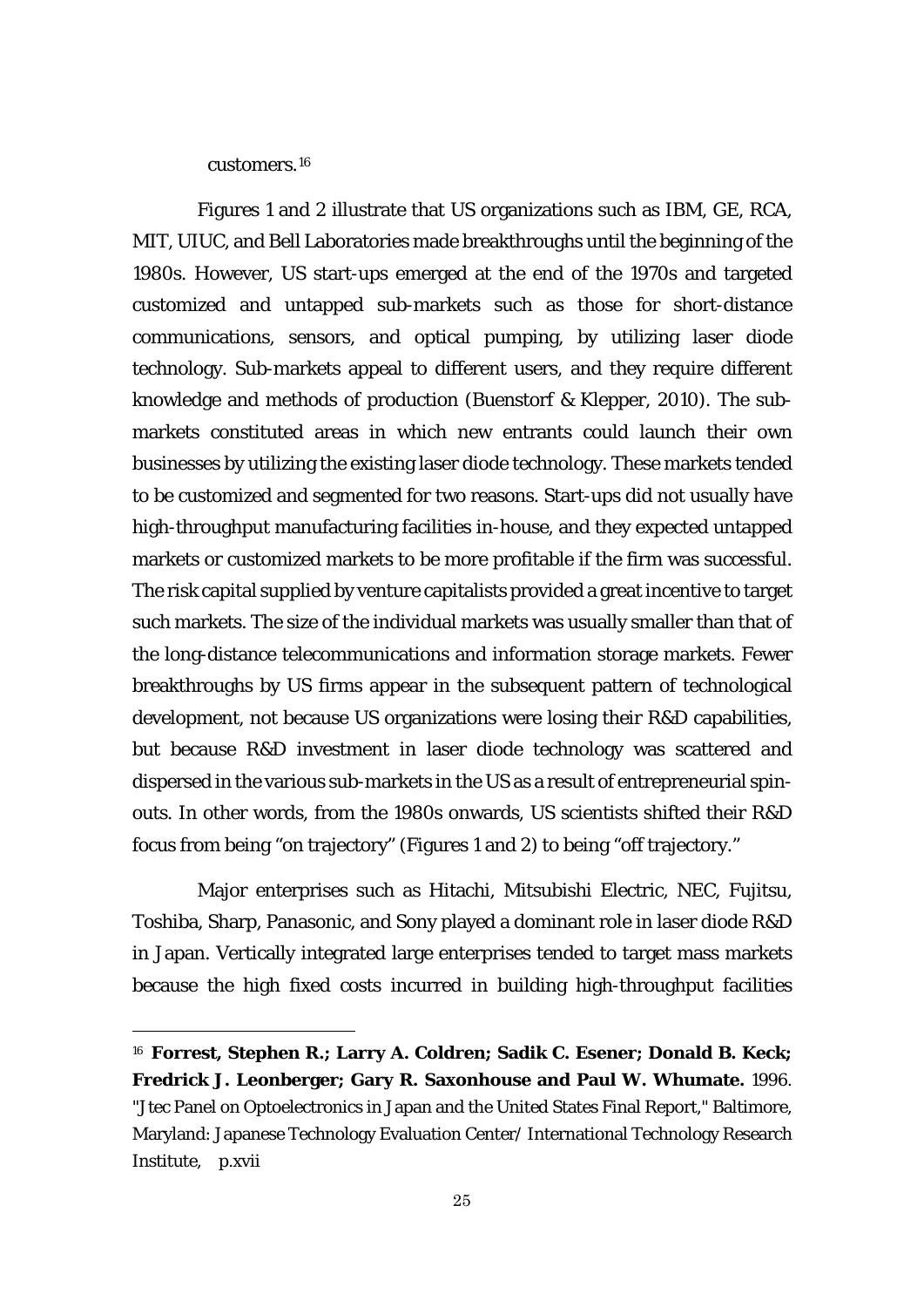customers.[16]

Figures 1 and 2 illustrate that US organizations such as IBM, GE, RCA, MIT, UIUC, and Bell Laboratories made breakthroughs until the beginning of the 1980s. However, US start-ups emerged at the end of the 1970s and targeted customized and untapped sub-markets such as those for short-distance communications, sensors, and optical pumping, by utilizing laser diode technology. Sub-markets appeal to different users, and they require different knowledge and methods of production (Buenstorf & Klepper, 2010). The sub-markets constituted areas in which new entrants could launch their own businesses by utilizing the existing laser diode technology. These markets tended to be customized and segmented for two reasons. Start-ups did not usually have high-throughput manufacturing facilities in-house, and they expected untapped markets or customized markets to be more profitable if the firm was successful. The risk capital supplied by venture capitalists provided a great incentive to target such markets. The size of the individual markets was usually smaller than that of the long-distance telecommunications and information storage markets. Fewer breakthroughs by US firms appear in the subsequent pattern of technological development, not because US organizations were losing their R&D capabilities, but because R&D investment in laser diode technology was scattered and dispersed in the various sub-markets in the US as a result of entrepreneurial spin-outs. In other words, from the 1980s onwards, US scientists shifted their R&D focus from being "on trajectory" (Figures 1 and 2) to being "off trajectory."

Major enterprises such as Hitachi, Mitsubishi Electric, NEC, Fujitsu, Toshiba, Sharp, Panasonic, and Sony played a dominant role in laser diode R&D in Japan. Vertically integrated large enterprises tended to target mass markets because the high fixed costs incurred in building high-throughput facilities

---

[16] **Forrest, Stephen R.; Larry A. Coldren; Sadik C. Esener; Donald B. Keck; Fredrick J. Leonberger; Gary R. Saxonhouse and Paul W. Whumate.** 1996. "Jtec Panel on Optoelectronics in Japan and the United States Final Report," Baltimore, Maryland: Japanese Technology Evaluation Center/ International Technology Research Institute, p.xvii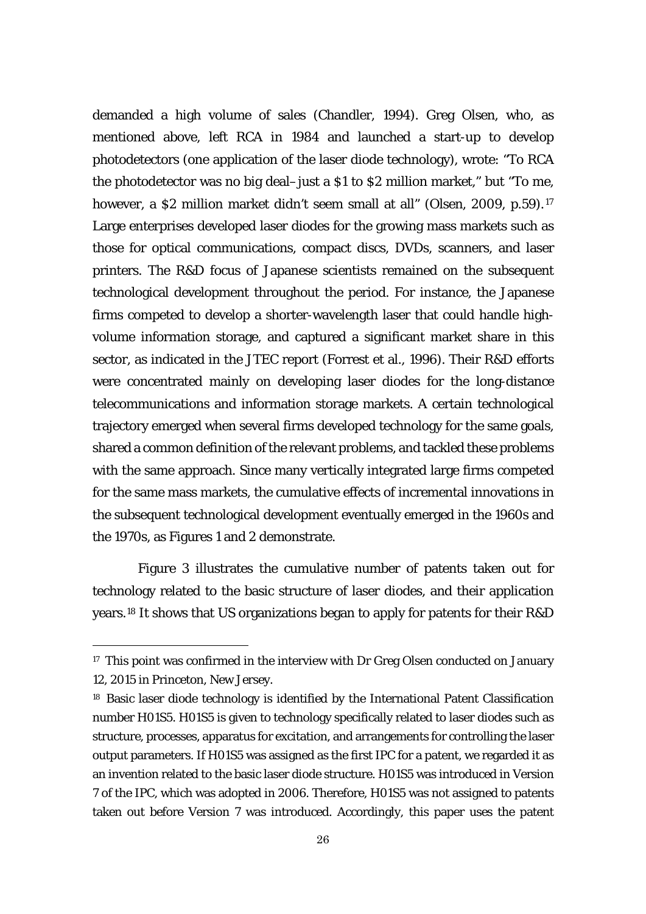demanded a high volume of sales (Chandler, 1994). Greg Olsen, who, as mentioned above, left RCA in 1984 and launched a start-up to develop photodetectors (one application of the laser diode technology), wrote: "To RCA the photodetector was no big deal–just a $1 to $2 million market," but "To me, however, a $2 million market didn't seem small at all" (Olsen, 2009, p.59).[17] Large enterprises developed laser diodes for the growing mass markets such as those for optical communications, compact discs, DVDs, scanners, and laser printers. The R&D focus of Japanese scientists remained on the subsequent technological development throughout the period. For instance, the Japanese firms competed to develop a shorter-wavelength laser that could handle high-volume information storage, and captured a significant market share in this sector, as indicated in the JTEC report (Forrest et al., 1996). Their R&D efforts were concentrated mainly on developing laser diodes for the long-distance telecommunications and information storage markets. A certain technological trajectory emerged when several firms developed technology for the same goals, shared a common definition of the relevant problems, and tackled these problems with the same approach. Since many vertically integrated large firms competed for the same mass markets, the cumulative effects of incremental innovations in the subsequent technological development eventually emerged in the 1960s and the 1970s, as Figures 1 and 2 demonstrate.

Figure 3 illustrates the cumulative number of patents taken out for technology related to the basic structure of laser diodes, and their application years.[18] It shows that US organizations began to apply for patents for their R&D

---

[17] This point was confirmed in the interview with Dr Greg Olsen conducted on January 12, 2015 in Princeton, New Jersey.

[18] Basic laser diode technology is identified by the International Patent Classification number H01S5. H01S5 is given to technology specifically related to laser diodes such as structure, processes, apparatus for excitation, and arrangements for controlling the laser output parameters. If H01S5 was assigned as the first IPC for a patent, we regarded it as an invention related to the basic laser diode structure. H01S5 was introduced in Version 7 of the IPC, which was adopted in 2006. Therefore, H01S5 was not assigned to patents taken out before Version 7 was introduced. Accordingly, this paper uses the patent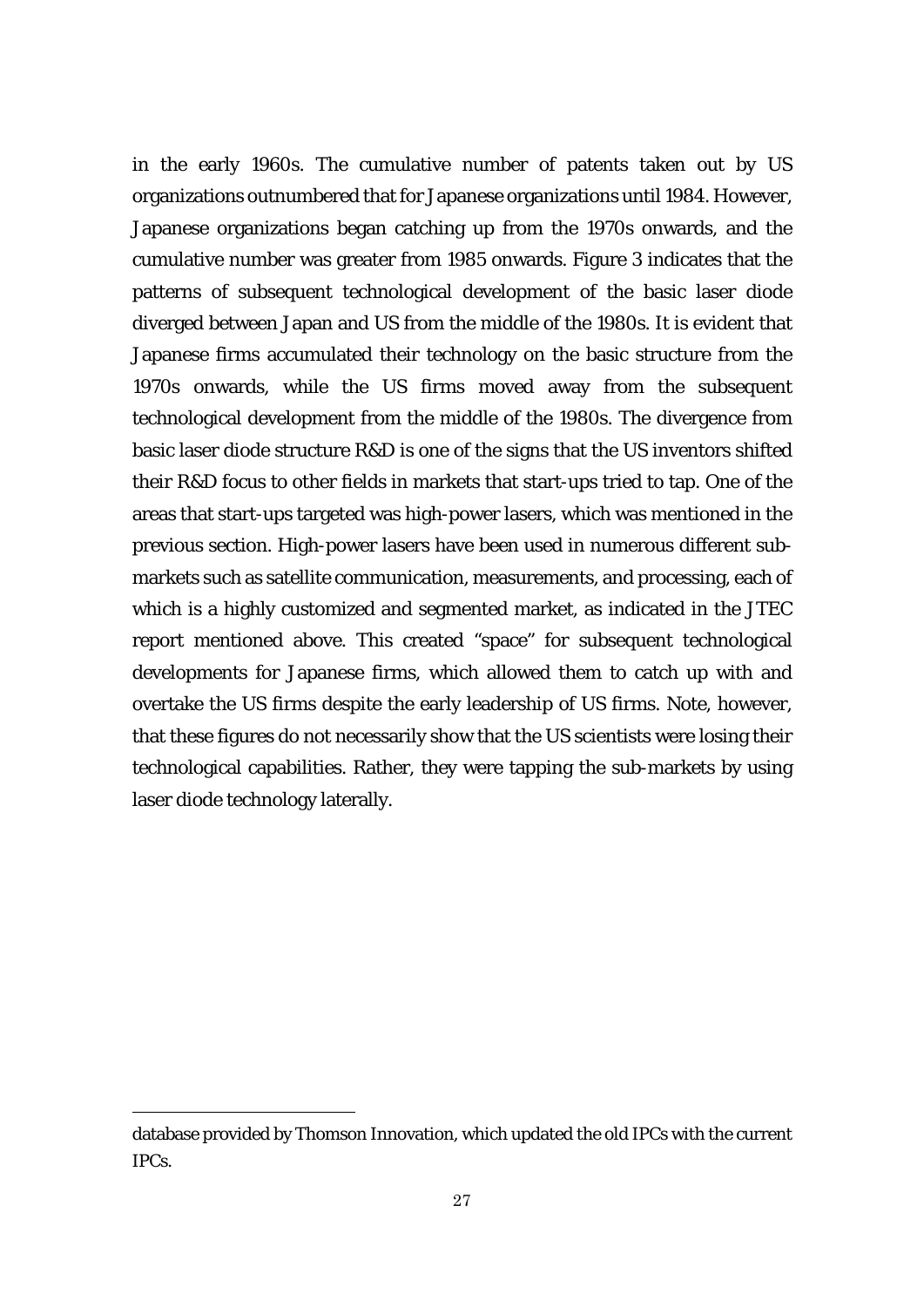in the early 1960s. The cumulative number of patents taken out by US organizations outnumbered that for Japanese organizations until 1984. However, Japanese organizations began catching up from the 1970s onwards, and the cumulative number was greater from 1985 onwards. Figure 3 indicates that the patterns of subsequent technological development of the basic laser diode diverged between Japan and US from the middle of the 1980s. It is evident that Japanese firms accumulated their technology on the basic structure from the 1970s onwards, while the US firms moved away from the subsequent technological development from the middle of the 1980s. The divergence from basic laser diode structure R&D is one of the signs that the US inventors shifted their R&D focus to other fields in markets that start-ups tried to tap. One of the areas that start-ups targeted was high-power lasers, which was mentioned in the previous section. High-power lasers have been used in numerous different sub-markets such as satellite communication, measurements, and processing, each of which is a highly customized and segmented market, as indicated in the JTEC report mentioned above. This created "space" for subsequent technological developments for Japanese firms, which allowed them to catch up with and overtake the US firms despite the early leadership of US firms. Note, however, that these figures do not necessarily show that the US scientists were losing their technological capabilities. Rather, they were tapping the sub-markets by using laser diode technology laterally.

---

database provided by Thomson Innovation, which updated the old IPCs with the current IPCs.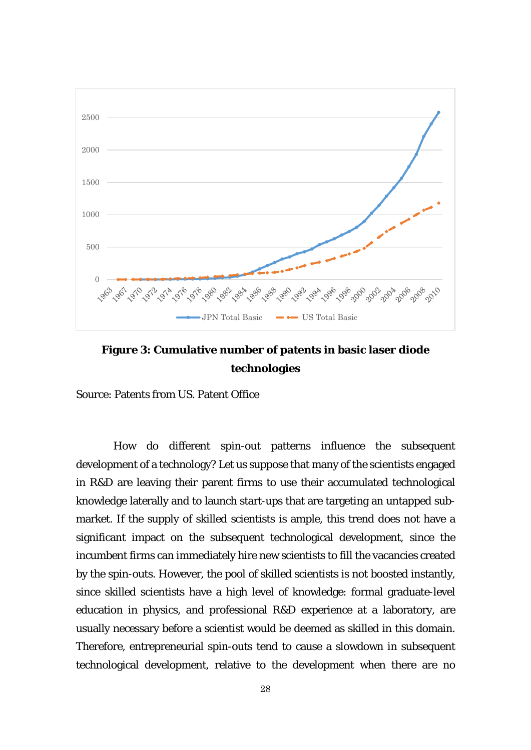**Figure 3: Cumulative number of patents in basic laser diode technologies**

Source: Patents from US. Patent Office

How do different spin-out patterns influence the subsequent development of a technology? Let us suppose that many of the scientists engaged in R&D are leaving their parent firms to use their accumulated technological knowledge laterally and to launch start-ups that are targeting an untapped sub-market. If the supply of skilled scientists is ample, this trend does not have a significant impact on the subsequent technological development, since the incumbent firms can immediately hire new scientists to fill the vacancies created by the spin-outs. However, the pool of skilled scientists is not boosted instantly, since skilled scientists have a high level of knowledge: formal graduate-level education in physics, and professional R&D experience at a laboratory, are usually necessary before a scientist would be deemed as skilled in this domain. Therefore, entrepreneurial spin-outs tend to cause a slowdown in subsequent technological development, relative to the development when there are no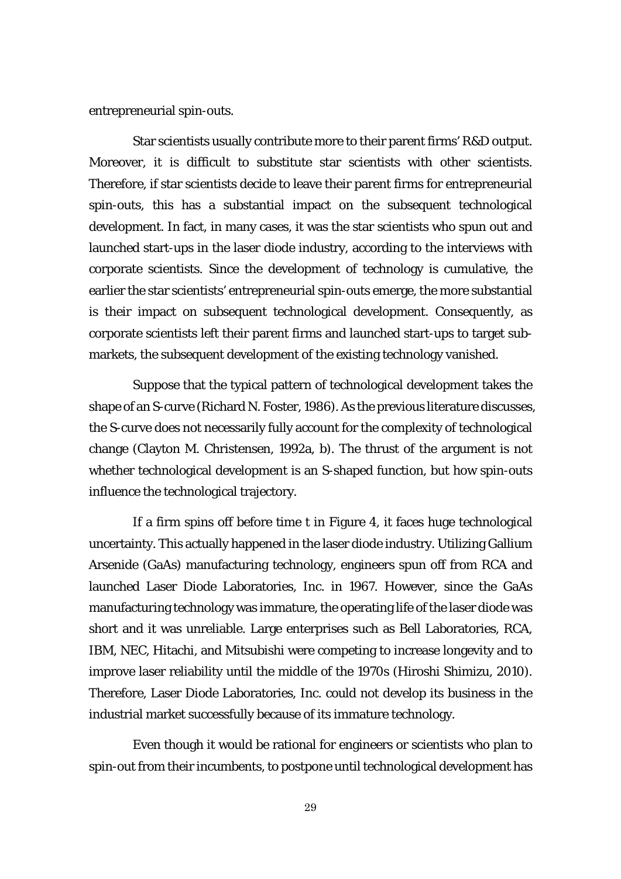entrepreneurial spin-outs.

Star scientists usually contribute more to their parent firms' R&D output. Moreover, it is difficult to substitute star scientists with other scientists. Therefore, if star scientists decide to leave their parent firms for entrepreneurial spin-outs, this has a substantial impact on the subsequent technological development. In fact, in many cases, it was the star scientists who spun out and launched start-ups in the laser diode industry, according to the interviews with corporate scientists. Since the development of technology is cumulative, the earlier the star scientists' entrepreneurial spin-outs emerge, the more substantial is their impact on subsequent technological development. Consequently, as corporate scientists left their parent firms and launched start-ups to target sub-markets, the subsequent development of the existing technology vanished.

Suppose that the typical pattern of technological development takes the shape of an S-curve (Richard N. Foster, 1986). As the previous literature discusses, the S-curve does not necessarily fully account for the complexity of technological change (Clayton M. Christensen, 1992a, b). The thrust of the argument is not whether technological development is an S-shaped function, but how spin-outs influence the technological trajectory.

If a firm spins off before time t in Figure 4, it faces huge technological uncertainty. This actually happened in the laser diode industry. Utilizing Gallium Arsenide (GaAs) manufacturing technology, engineers spun off from RCA and launched Laser Diode Laboratories, Inc. in 1967. However, since the GaAs manufacturing technology was immature, the operating life of the laser diode was short and it was unreliable. Large enterprises such as Bell Laboratories, RCA, IBM, NEC, Hitachi, and Mitsubishi were competing to increase longevity and to improve laser reliability until the middle of the 1970s (Hiroshi Shimizu, 2010). Therefore, Laser Diode Laboratories, Inc. could not develop its business in the industrial market successfully because of its immature technology.

Even though it would be rational for engineers or scientists who plan to spin-out from their incumbents, to postpone until technological development has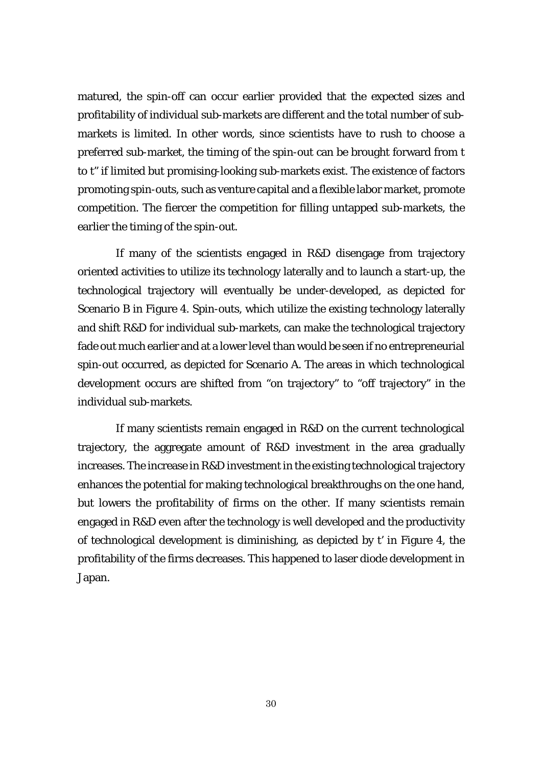matured, the spin-off can occur earlier provided that the expected sizes and profitability of individual sub-markets are different and the total number of sub-markets is limited. In other words, since scientists have to rush to choose a preferred sub-market, the timing of the spin-out can be brought forward from t to t'' if limited but promising-looking sub-markets exist. The existence of factors promoting spin-outs, such as venture capital and a flexible labor market, promote competition. The fiercer the competition for filling untapped sub-markets, the earlier the timing of the spin-out.

If many of the scientists engaged in R&D disengage from trajectory oriented activities to utilize its technology laterally and to launch a start-up, the technological trajectory will eventually be under-developed, as depicted for Scenario B in Figure 4. Spin-outs, which utilize the existing technology laterally and shift R&D for individual sub-markets, can make the technological trajectory fade out much earlier and at a lower level than would be seen if no entrepreneurial spin-out occurred, as depicted for Scenario A. The areas in which technological development occurs are shifted from "on trajectory" to "off trajectory" in the individual sub-markets.

If many scientists remain engaged in R&D on the current technological trajectory, the aggregate amount of R&D investment in the area gradually increases. The increase in R&D investment in the existing technological trajectory enhances the potential for making technological breakthroughs on the one hand, but lowers the profitability of firms on the other. If many scientists remain engaged in R&D even after the technology is well developed and the productivity of technological development is diminishing, as depicted by t' in Figure 4, the profitability of the firms decreases. This happened to laser diode development in Japan.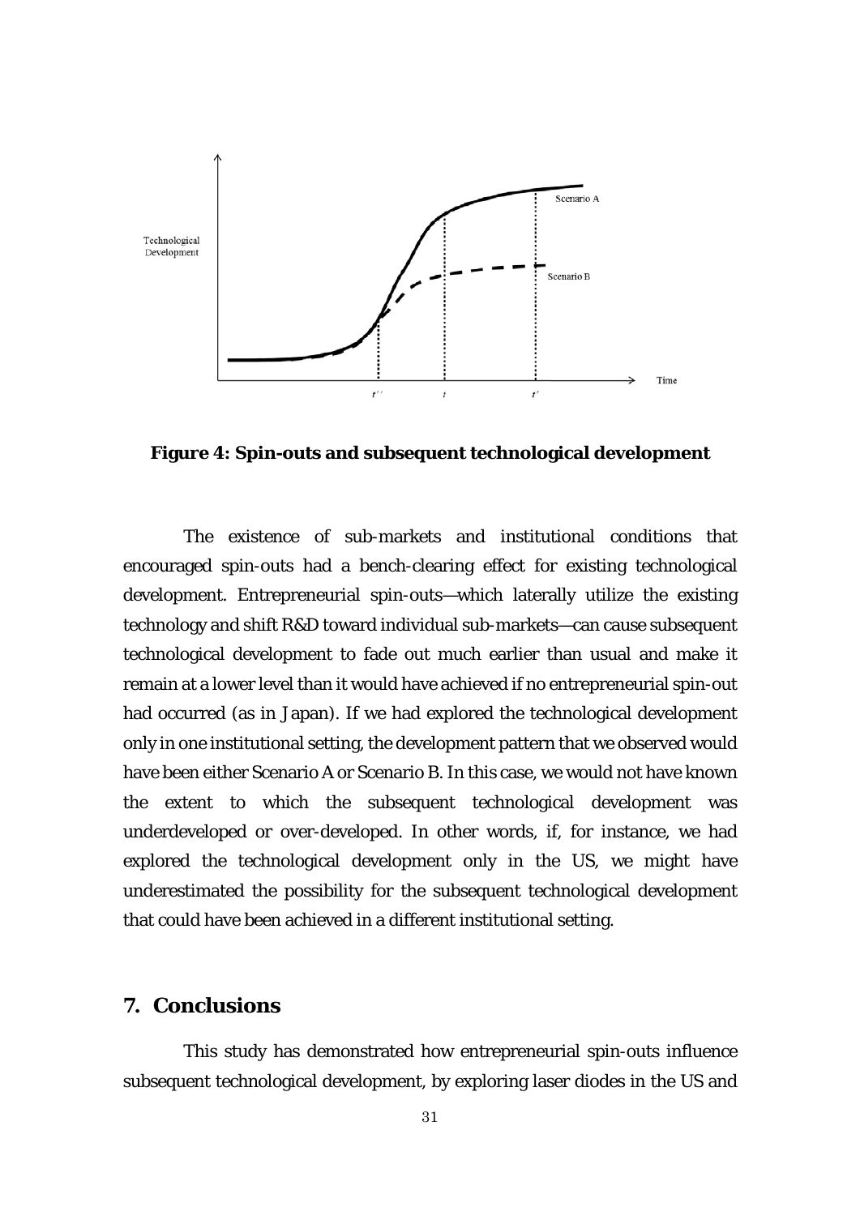**Figure 4: Spin-outs and subsequent technological development**

The existence of sub-markets and institutional conditions that encouraged spin-outs had a bench-clearing effect for existing technological development. Entrepreneurial spin-outs—which laterally utilize the existing technology and shift R&D toward individual sub-markets—can cause subsequent technological development to fade out much earlier than usual and make it remain at a lower level than it would have achieved if no entrepreneurial spin-out had occurred (as in Japan). If we had explored the technological development only in one institutional setting, the development pattern that we observed would have been either Scenario A or Scenario B. In this case, we would not have known the extent to which the subsequent technological development was underdeveloped or over-developed. In other words, if, for instance, we had explored the technological development only in the US, we might have underestimated the possibility for the subsequent technological development that could have been achieved in a different institutional setting.

## 7. Conclusions

This study has demonstrated how entrepreneurial spin-outs influence subsequent technological development, by exploring laser diodes in the US and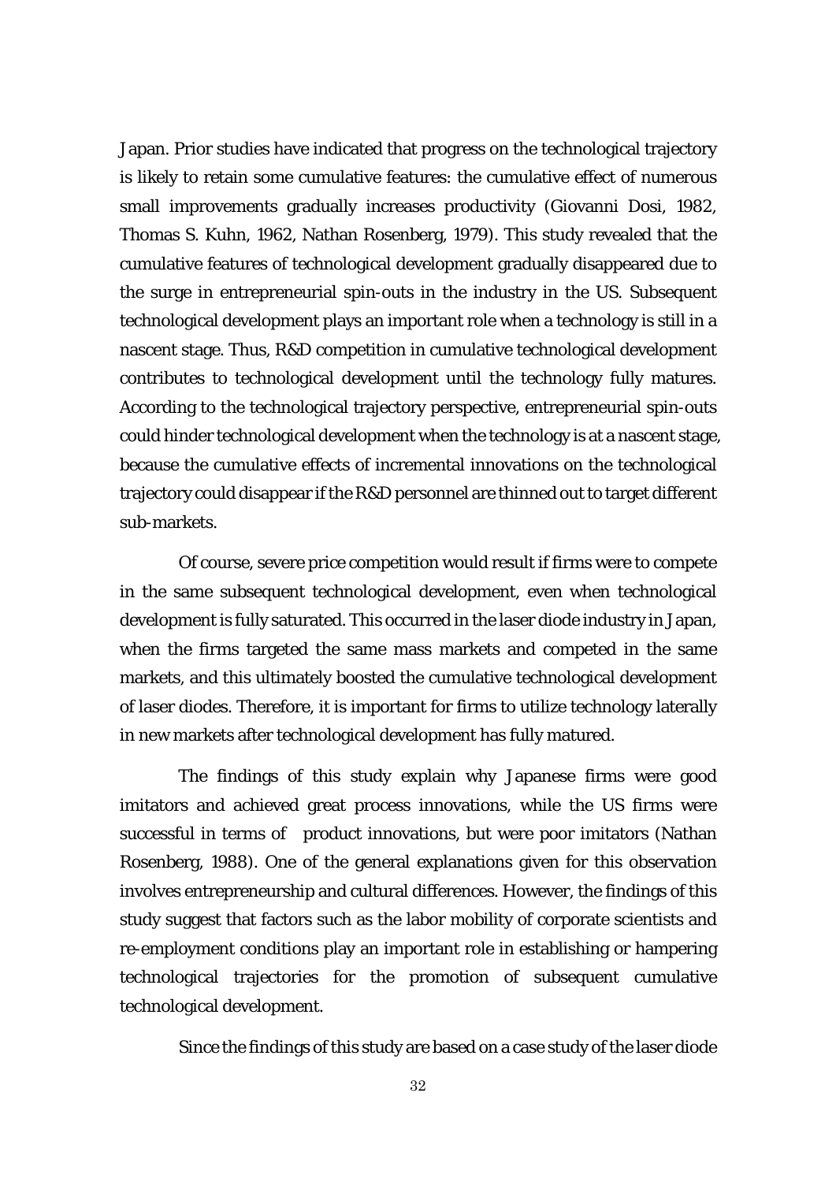Japan. Prior studies have indicated that progress on the technological trajectory is likely to retain some cumulative features: the cumulative effect of numerous small improvements gradually increases productivity (Giovanni Dosi, 1982, Thomas S. Kuhn, 1962, Nathan Rosenberg, 1979). This study revealed that the cumulative features of technological development gradually disappeared due to the surge in entrepreneurial spin-outs in the industry in the US. Subsequent technological development plays an important role when a technology is still in a nascent stage. Thus, R&D competition in cumulative technological development contributes to technological development until the technology fully matures. According to the technological trajectory perspective, entrepreneurial spin-outs could hinder technological development when the technology is at a nascent stage, because the cumulative effects of incremental innovations on the technological trajectory could disappear if the R&D personnel are thinned out to target different sub-markets.

Of course, severe price competition would result if firms were to compete in the same subsequent technological development, even when technological development is fully saturated. This occurred in the laser diode industry in Japan, when the firms targeted the same mass markets and competed in the same markets, and this ultimately boosted the cumulative technological development of laser diodes. Therefore, it is important for firms to utilize technology laterally in new markets after technological development has fully matured.

The findings of this study explain why Japanese firms were good imitators and achieved great process innovations, while the US firms were successful in terms of product innovations, but were poor imitators (Nathan Rosenberg, 1988). One of the general explanations given for this observation involves entrepreneurship and cultural differences. However, the findings of this study suggest that factors such as the labor mobility of corporate scientists and re-employment conditions play an important role in establishing or hampering technological trajectories for the promotion of subsequent cumulative technological development.

Since the findings of this study are based on a case study of the laser diode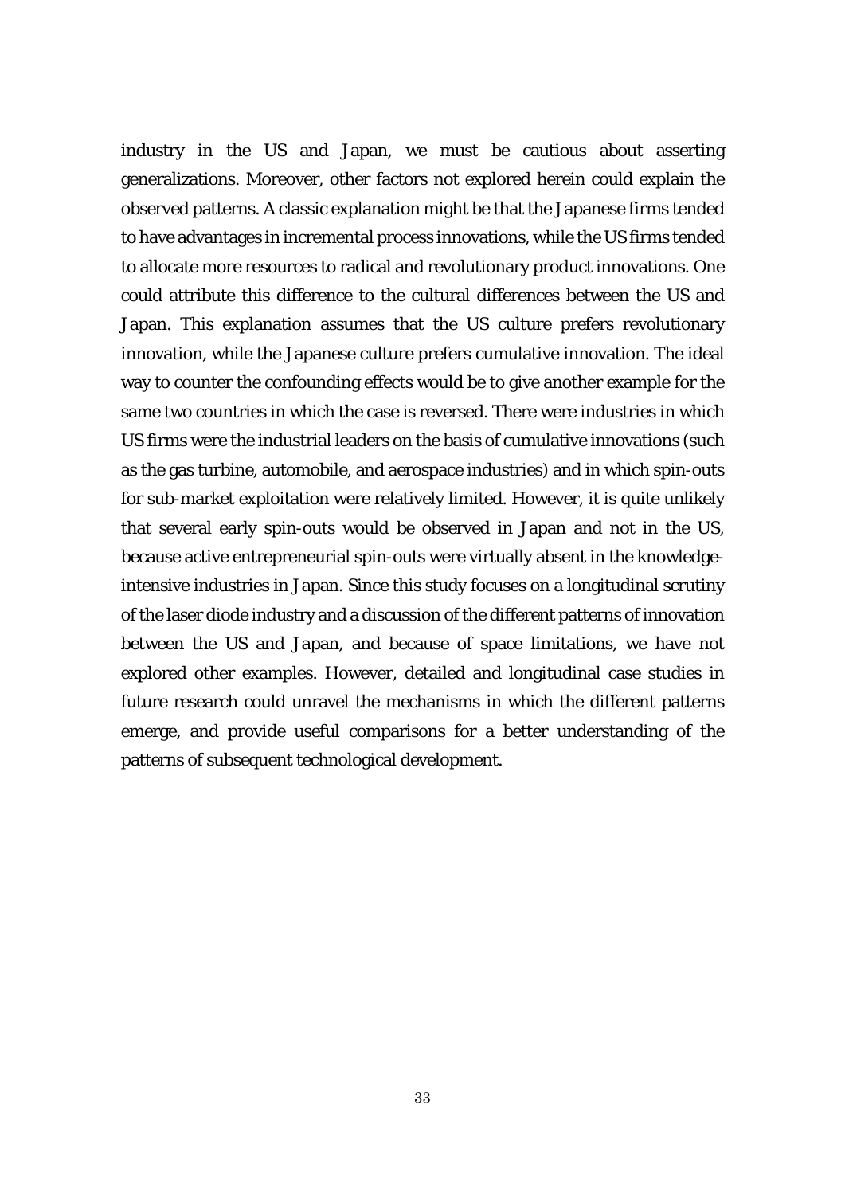industry in the US and Japan, we must be cautious about asserting generalizations. Moreover, other factors not explored herein could explain the observed patterns. A classic explanation might be that the Japanese firms tended to have advantages in incremental process innovations, while the US firms tended to allocate more resources to radical and revolutionary product innovations. One could attribute this difference to the cultural differences between the US and Japan. This explanation assumes that the US culture prefers revolutionary innovation, while the Japanese culture prefers cumulative innovation. The ideal way to counter the confounding effects would be to give another example for the same two countries in which the case is reversed. There were industries in which US firms were the industrial leaders on the basis of cumulative innovations (such as the gas turbine, automobile, and aerospace industries) and in which spin-outs for sub-market exploitation were relatively limited. However, it is quite unlikely that several early spin-outs would be observed in Japan and not in the US, because active entrepreneurial spin-outs were virtually absent in the knowledge-intensive industries in Japan. Since this study focuses on a longitudinal scrutiny of the laser diode industry and a discussion of the different patterns of innovation between the US and Japan, and because of space limitations, we have not explored other examples. However, detailed and longitudinal case studies in future research could unravel the mechanisms in which the different patterns emerge, and provide useful comparisons for a better understanding of the patterns of subsequent technological development.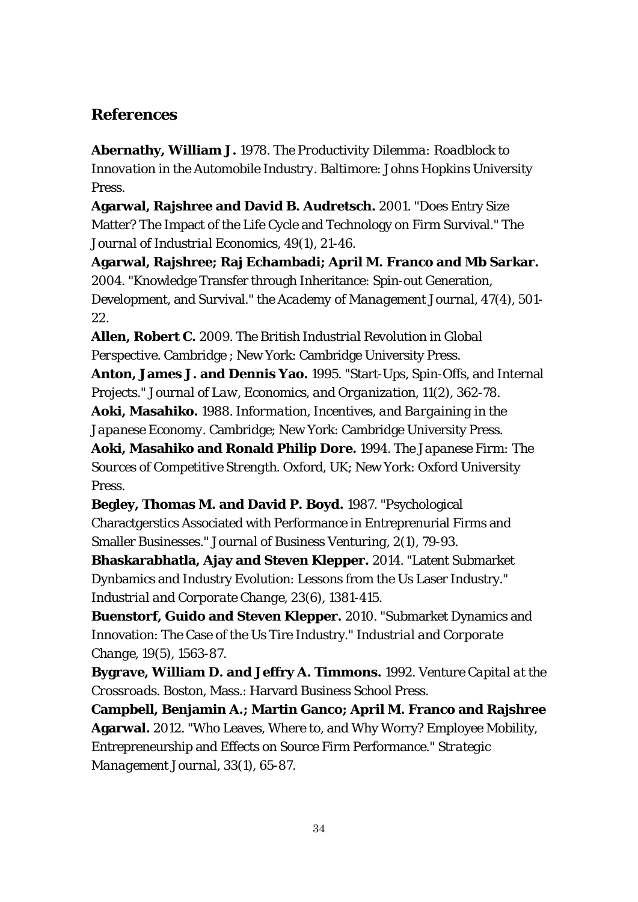## References

**Abernathy, William J.** 1978. *The Productivity Dilemma: Roadblock to Innovation in the Automobile Industry*. Baltimore: Johns Hopkins University Press.

**Agarwal, Rajshree and David B. Audretsch.** 2001. "Does Entry Size Matter? The Impact of the Life Cycle and Technology on Firm Survival." *The Journal of Industrial Economics*, 49(1), 21-46.

**Agarwal, Rajshree; Raj Echambadi; April M. Franco and Mb Sarkar.** 2004. "Knowledge Transfer through Inheritance: Spin-out Generation, Development, and Survival." *the Academy of Management Journal*, 47(4), 501-22.

**Allen, Robert C.** 2009. *The British Industrial Revolution in Global Perspective*. Cambridge ; New York: Cambridge University Press.

**Anton, James J. and Dennis Yao.** 1995. "Start-Ups, Spin-Offs, and Internal Projects." *Journal of Law, Economics, and Organization*, 11(2), 362-78.

**Aoki, Masahiko.** 1988. *Information, Incentives, and Bargaining in the Japanese Economy*. Cambridge; New York: Cambridge University Press.

**Aoki, Masahiko and Ronald Philip Dore.** 1994. *The Japanese Firm: The Sources of Competitive Strength*. Oxford, UK; New York: Oxford University Press.

**Begley, Thomas M. and David P. Boyd.** 1987. "Psychological Charactgerstics Associated with Performance in Entreprenurial Firms and Smaller Businesses." *Journal of Business Venturing*, 2(1), 79-93.

**Bhaskarabhatla, Ajay and Steven Klepper.** 2014. "Latent Submarket Dynbamics and Industry Evolution: Lessons from the Us Laser Industry." *Industrial and Corporate Change*, 23(6), 1381-415.

**Buenstorf, Guido and Steven Klepper.** 2010. "Submarket Dynamics and Innovation: The Case of the Us Tire Industry." *Industrial and Corporate Change*, 19(5), 1563-87.

**Bygrave, William D. and Jeffry A. Timmons.** 1992. *Venture Capital at the Crossroads*. Boston, Mass.: Harvard Business School Press.

**Campbell, Benjamin A.; Martin Ganco; April M. Franco and Rajshree Agarwal.** 2012. "Who Leaves, Where to, and Why Worry? Employee Mobility, Entrepreneurship and Effects on Source Firm Performance." *Strategic Management Journal*, 33(1), 65-87.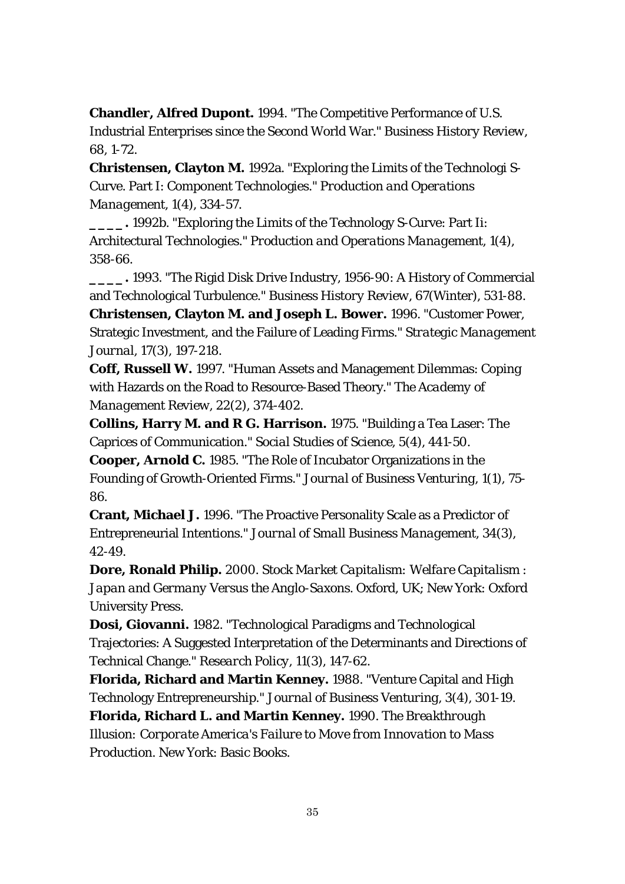**Chandler, Alfred Dupont.** 1994. "The Competitive Performance of U.S. Industrial Enterprises since the Second World War." *Business History Review*, 68, 1-72.

**Christensen, Clayton M.** 1992a. "Exploring the Limits of the Technologi S-Curve. Part I: Component Technologies." *Production and Operations Management*, 1(4), 334-57.

**\_\_\_\_.** 1992b. "Exploring the Limits of the Technology S-Curve: Part Ii: Architectural Technologies." *Production and Operations Management*, 1(4), 358-66.

**\_\_\_\_.** 1993. "The Rigid Disk Drive Industry, 1956-90: A History of Commercial and Technological Turbulence." *Business History Review*, 67(Winter), 531-88.

**Christensen, Clayton M. and Joseph L. Bower.** 1996. "Customer Power, Strategic Investment, and the Failure of Leading Firms." *Strategic Management Journal*, 17(3), 197-218.

**Coff, Russell W.** 1997. "Human Assets and Management Dilemmas: Coping with Hazards on the Road to Resource-Based Theory." *The Academy of Management Review*, 22(2), 374-402.

**Collins, Harry M. and R G. Harrison.** 1975. "Building a Tea Laser: The Caprices of Communication." *Social Studies of Science*, 5(4), 441-50.

**Cooper, Arnold C.** 1985. "The Role of Incubator Organizations in the Founding of Growth-Oriented Firms." *Journal of Business Venturing*, 1(1), 75-86.

**Crant, Michael J.** 1996. "The Proactive Personality Scale as a Predictor of Entrepreneurial Intentions." *Journal of Small Business Management*, 34(3), 42-49.

**Dore, Ronald Philip.** 2000. *Stock Market Capitalism: Welfare Capitalism : Japan and Germany Versus the Anglo-Saxons*. Oxford, UK; New York: Oxford University Press.

**Dosi, Giovanni.** 1982. "Technological Paradigms and Technological Trajectories: A Suggested Interpretation of the Determinants and Directions of Technical Change." *Research Policy*, 11(3), 147-62.

**Florida, Richard and Martin Kenney.** 1988. "Venture Capital and High Technology Entrepreneurship." *Journal of Business Venturing*, 3(4), 301-19.

**Florida, Richard L. and Martin Kenney.** 1990. *The Breakthrough Illusion: Corporate America's Failure to Move from Innovation to Mass Production*. New York: Basic Books.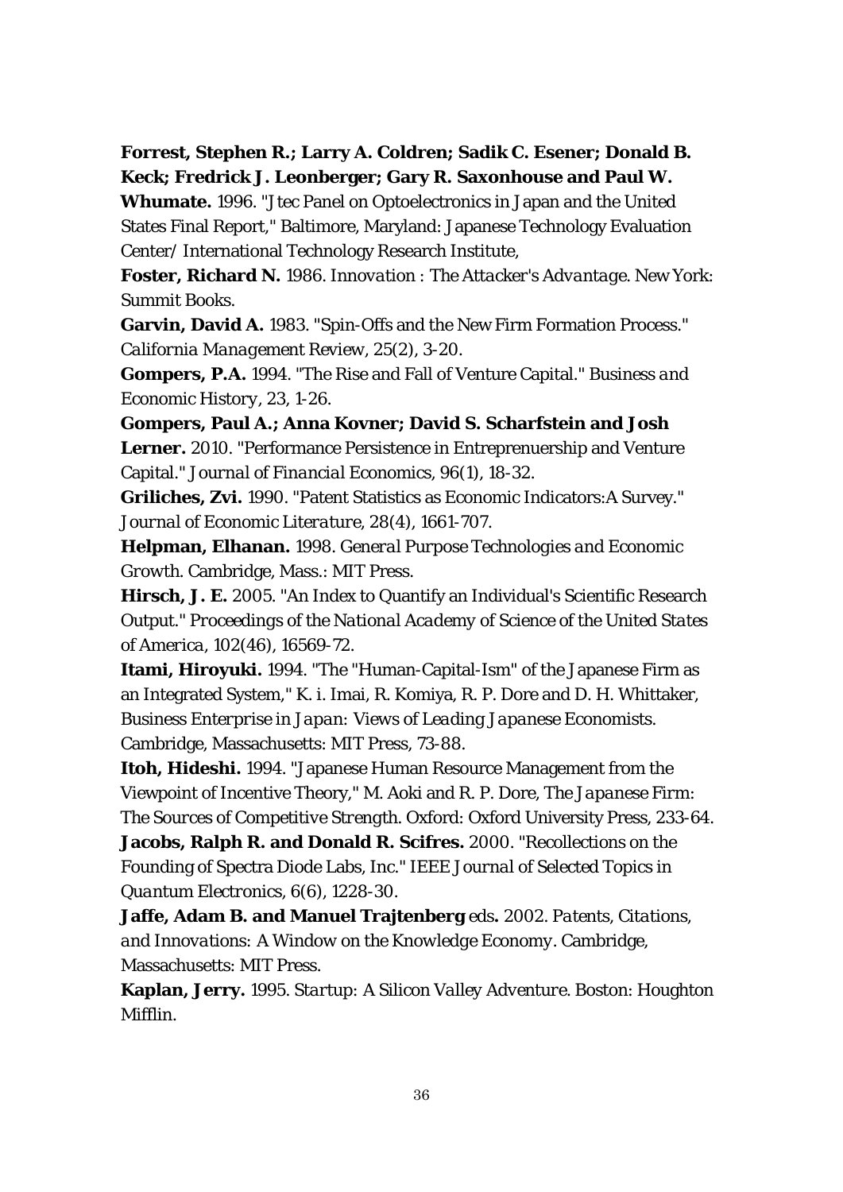**Forrest, Stephen R.; Larry A. Coldren; Sadik C. Esener; Donald B. Keck; Fredrick J. Leonberger; Gary R. Saxonhouse and Paul W. Whumate.** 1996. "Jtec Panel on Optoelectronics in Japan and the United States Final Report," Baltimore, Maryland: Japanese Technology Evaluation Center/ International Technology Research Institute,

**Foster, Richard N.** 1986. *Innovation : The Attacker's Advantage*. New York: Summit Books.

**Garvin, David A.** 1983. "Spin-Offs and the New Firm Formation Process." *California Management Review*, 25(2), 3-20.

**Gompers, P.A.** 1994. "The Rise and Fall of Venture Capital." *Business and Economic History*, 23, 1-26.

**Gompers, Paul A.; Anna Kovner; David S. Scharfstein and Josh Lerner.** 2010. "Performance Persistence in Entreprenuership and Venture Capital." *Journal of Financial Economics*, 96(1), 18-32.

**Griliches, Zvi.** 1990. "Patent Statistics as Economic Indicators:A Survey." *Journal of Economic Literature*, 28(4), 1661-707.

**Helpman, Elhanan.** 1998. *General Purpose Technologies and Economic Growth*. Cambridge, Mass.: MIT Press.

**Hirsch, J. E.** 2005. "An Index to Quantify an Individual's Scientific Research Output." *Proceedings of the National Academy of Science of the United States of America*, 102(46), 16569-72.

**Itami, Hiroyuki.** 1994. "The "Human-Capital-Ism" of the Japanese Firm as an Integrated System," K. i. Imai, R. Komiya, R. P. Dore and D. H. Whittaker, *Business Enterprise in Japan: Views of Leading Japanese Economists*. Cambridge, Massachusetts: MIT Press, 73-88.

**Itoh, Hideshi.** 1994. "Japanese Human Resource Management from the Viewpoint of Incentive Theory," M. Aoki and R. P. Dore, *The Japanese Firm: The Sources of Competitive Strength*. Oxford: Oxford University Press, 233-64.

**Jacobs, Ralph R. and Donald R. Scifres.** 2000. "Recollections on the Founding of Spectra Diode Labs, Inc." *IEEE Journal of Selected Topics in Quantum Electronics*, 6(6), 1228-30.

**Jaffe, Adam B. and Manuel Trajtenberg** eds**.** 2002. *Patents, Citations, and Innovations: A Window on the Knowledge Economy*. Cambridge, Massachusetts: MIT Press.

**Kaplan, Jerry.** 1995. *Startup: A Silicon Valley Adventure*. Boston: Houghton Mifflin.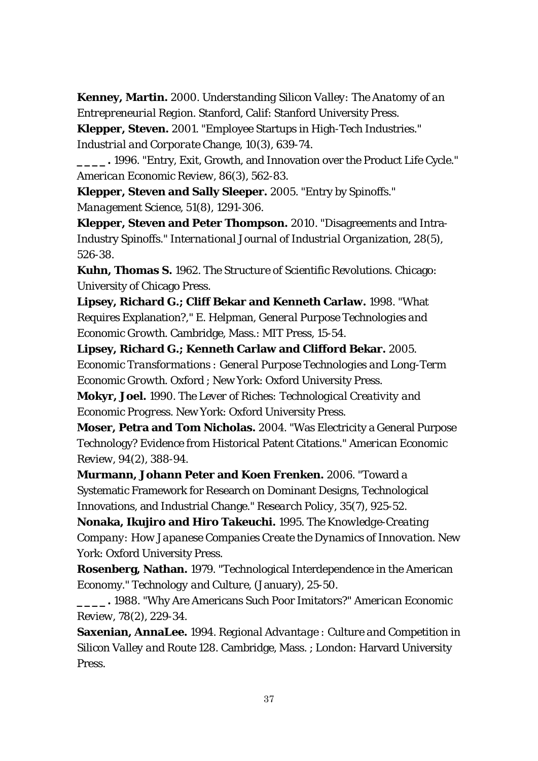**Kenney, Martin.** 2000. *Understanding Silicon Valley: The Anatomy of an Entrepreneurial Region*. Stanford, Calif: Stanford University Press.

**Klepper, Steven.** 2001. "Employee Startups in High-Tech Industries." *Industrial and Corporate Change*, 10(3), 639-74.

**_ _ _ _ .** 1996. "Entry, Exit, Growth, and Innovation over the Product Life Cycle." *American Economic Review*, 86(3), 562-83.

**Klepper, Steven and Sally Sleeper.** 2005. "Entry by Spinoffs." *Management Science*, 51(8), 1291-306.

**Klepper, Steven and Peter Thompson.** 2010. "Disagreements and Intra-Industry Spinoffs." *International Journal of Industrial Organization*, 28(5), 526-38.

**Kuhn, Thomas S.** 1962. *The Structure of Scientific Revolutions*. Chicago: University of Chicago Press.

**Lipsey, Richard G.; Cliff Bekar and Kenneth Carlaw.** 1998. "What Requires Explanation?," E. Helpman, *General Purpose Technologies and Economic Growth*. Cambridge, Mass.: MIT Press, 15-54.

**Lipsey, Richard G.; Kenneth Carlaw and Clifford Bekar.** 2005. *Economic Transformations : General Purpose Technologies and Long-Term Economic Growth*. Oxford ; New York: Oxford University Press.

**Mokyr, Joel.** 1990. *The Lever of Riches: Technological Creativity and Economic Progress*. New York: Oxford University Press.

**Moser, Petra and Tom Nicholas.** 2004. "Was Electricity a General Purpose Technology? Evidence from Historical Patent Citations." *American Economic Review*, 94(2), 388-94.

**Murmann, Johann Peter and Koen Frenken.** 2006. "Toward a Systematic Framework for Research on Dominant Designs, Technological Innovations, and Industrial Change." *Research Policy*, 35(7), 925-52.

**Nonaka, Ikujiro and Hiro Takeuchi.** 1995. *The Knowledge-Creating Company: How Japanese Companies Create the Dynamics of Innovation*. New York: Oxford University Press.

**Rosenberg, Nathan.** 1979. "Technological Interdependence in the American Economy." *Technology and Culture*, (January), 25-50.

**_ _ _ _ .** 1988. "Why Are Americans Such Poor Imitators?" *American Economic Review*, 78(2), 229-34.

**Saxenian, AnnaLee.** 1994. *Regional Advantage : Culture and Competition in Silicon Valley and Route 128*. Cambridge, Mass. ; London: Harvard University Press.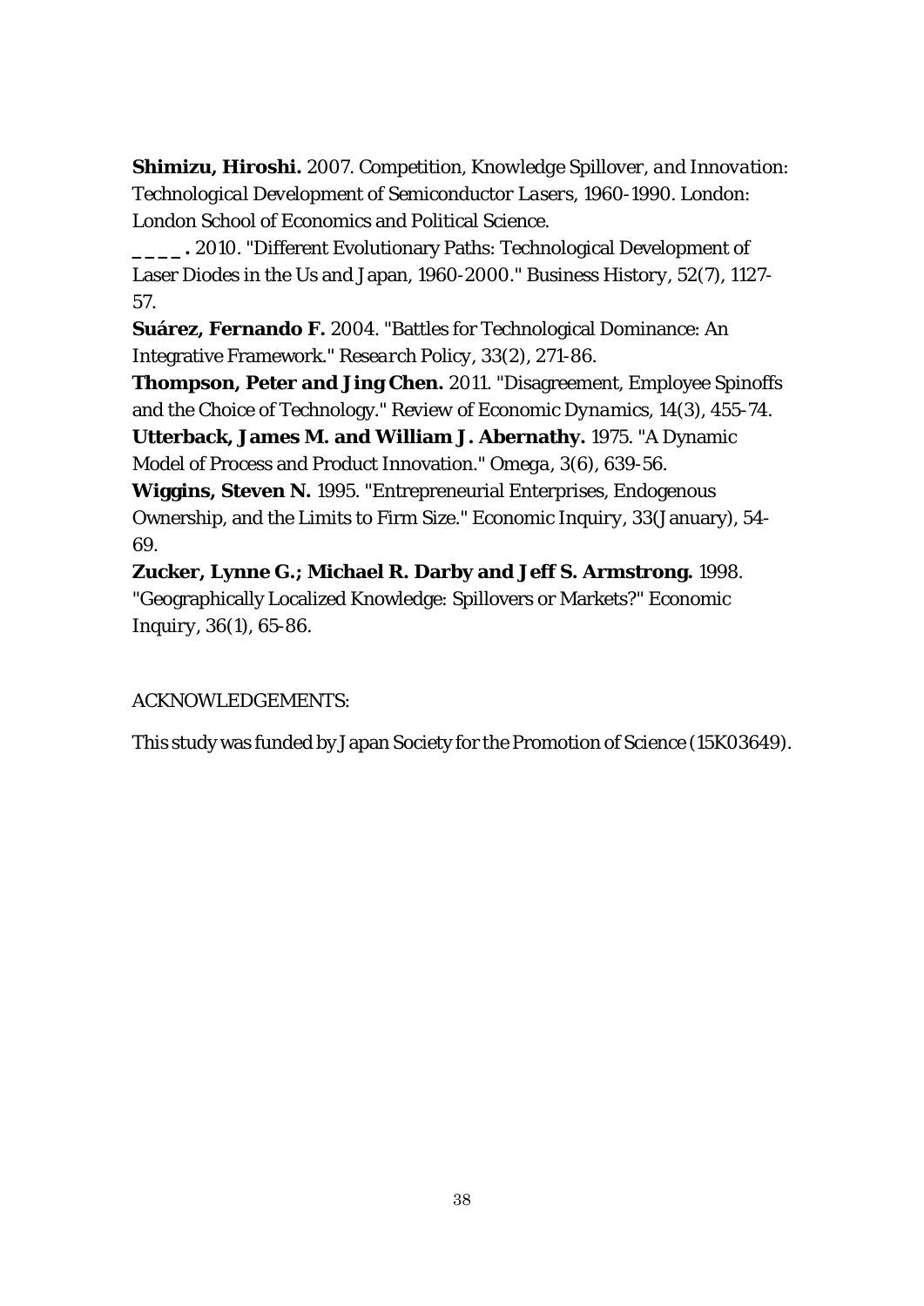**Shimizu, Hiroshi.** 2007. *Competition, Knowledge Spillover, and Innovation: Technological Development of Semiconductor Lasers, 1960-1990*. London: London School of Economics and Political Science.

**____.** 2010. "Different Evolutionary Paths: Technological Development of Laser Diodes in the Us and Japan, 1960-2000." *Business History*, 52(7), 1127-57.

**Suárez, Fernando F.** 2004. "Battles for Technological Dominance: An Integrative Framework." *Research Policy*, 33(2), 271-86.

**Thompson, Peter and Jing Chen.** 2011. "Disagreement, Employee Spinoffs and the Choice of Technology." *Review of Economic Dynamics*, 14(3), 455-74.

**Utterback, James M. and William J. Abernathy.** 1975. "A Dynamic Model of Process and Product Innovation." *Omega*, 3(6), 639-56.

**Wiggins, Steven N.** 1995. "Entrepreneurial Enterprises, Endogenous Ownership, and the Limits to Firm Size." *Economic Inquiry*, 33(January), 54-69.

**Zucker, Lynne G.; Michael R. Darby and Jeff S. Armstrong.** 1998. "Geographically Localized Knowledge: Spillovers or Markets?" *Economic Inquiry*, 36(1), 65-86.

ACKNOWLEDGEMENTS:

This study was funded by Japan Society for the Promotion of Science (15K03649).